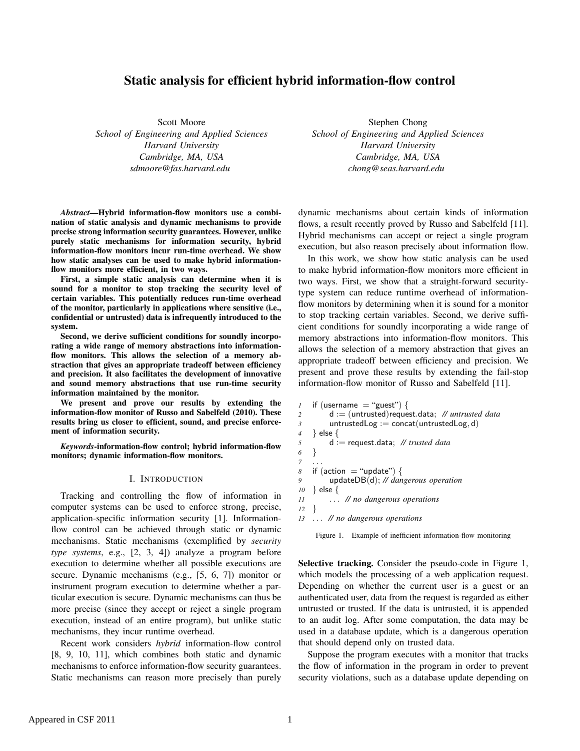# Static analysis for efficient hybrid information-flow control

Scott Moore
*School of Engineering and Applied Sciences*
*Harvard University*
*Cambridge, MA, USA*
*sdmoore@fas.harvard.edu*

Stephen Chong
*School of Engineering and Applied Sciences*
*Harvard University*
*Cambridge, MA, USA*
*chong@seas.harvard.edu*

***Abstract*—Hybrid information-flow monitors use a combination of static analysis and dynamic mechanisms to provide precise strong information security guarantees. However, unlike purely static mechanisms for information security, hybrid information-flow monitors incur run-time overhead. We show how static analyses can be used to make hybrid information-flow monitors more efficient, in two ways.**

**First, a simple static analysis can determine when it is sound for a monitor to stop tracking the security level of certain variables. This potentially reduces run-time overhead of the monitor, particularly in applications where sensitive (i.e., confidential or untrusted) data is infrequently introduced to the system.**

**Second, we derive sufficient conditions for soundly incorporating a wide range of memory abstractions into information-flow monitors. This allows the selection of a memory abstraction that gives an appropriate tradeoff between efficiency and precision. It also facilitates the development of innovative and sound memory abstractions that use run-time security information maintained by the monitor.**

**We present and prove our results by extending the information-flow monitor of Russo and Sabelfeld (2010). These results bring us closer to efficient, sound, and precise enforcement of information security.**

***Keywords*-information-flow control; hybrid information-flow monitors; dynamic information-flow monitors.**

## I. Introduction

Tracking and controlling the flow of information in computer systems can be used to enforce strong, precise, application-specific information security [1]. Information-flow control can be achieved through static or dynamic mechanisms. Static mechanisms (exemplified by *security type systems*, e.g., [2, 3, 4]) analyze a program before execution to determine whether all possible executions are secure. Dynamic mechanisms (e.g., [5, 6, 7]) monitor or instrument program execution to determine whether a particular execution is secure. Dynamic mechanisms can thus be more precise (since they accept or reject a single program execution, instead of an entire program), but unlike static mechanisms, they incur runtime overhead.

Recent work considers *hybrid* information-flow control [8, 9, 10, 11], which combines both static and dynamic mechanisms to enforce information-flow security guarantees. Static mechanisms can reason more precisely than purely dynamic mechanisms about certain kinds of information flows, a result recently proved by Russo and Sabelfeld [11]. Hybrid mechanisms can accept or reject a single program execution, but also reason precisely about information flow.

In this work, we show how static analysis can be used to make hybrid information-flow monitors more efficient in two ways. First, we show that a straight-forward security-type system can reduce runtime overhead of information-flow monitors by determining when it is sound for a monitor to stop tracking certain variables. Second, we derive sufficient conditions for soundly incorporating a wide range of memory abstractions into information-flow monitors. This allows the selection of a memory abstraction that gives an appropriate tradeoff between efficiency and precision. We present and prove these results by extending the fail-stop information-flow monitor of Russo and Sabelfeld [11].

```
1  if (username = "guest") {
2      d := (untrusted)request.data;  // untrusted data
3      untrustedLog := concat(untrustedLog, d)
4  } else {
5      d := request.data;  // trusted data
6  }
7  ...
8  if (action = "update") {
9      updateDB(d); // dangerous operation
10 } else {
11     ... // no dangerous operations
12 }
13 ... // no dangerous operations
```

Figure 1. Example of inefficient information-flow monitoring

**Selective tracking.** Consider the pseudo-code in Figure 1, which models the processing of a web application request. Depending on whether the current user is a guest or an authenticated user, data from the request is regarded as either untrusted or trusted. If the data is untrusted, it is appended to an audit log. After some computation, the data may be used in a database update, which is a dangerous operation that should depend only on trusted data.

Suppose the program executes with a monitor that tracks the flow of information in the program in order to prevent security violations, such as a database update depending on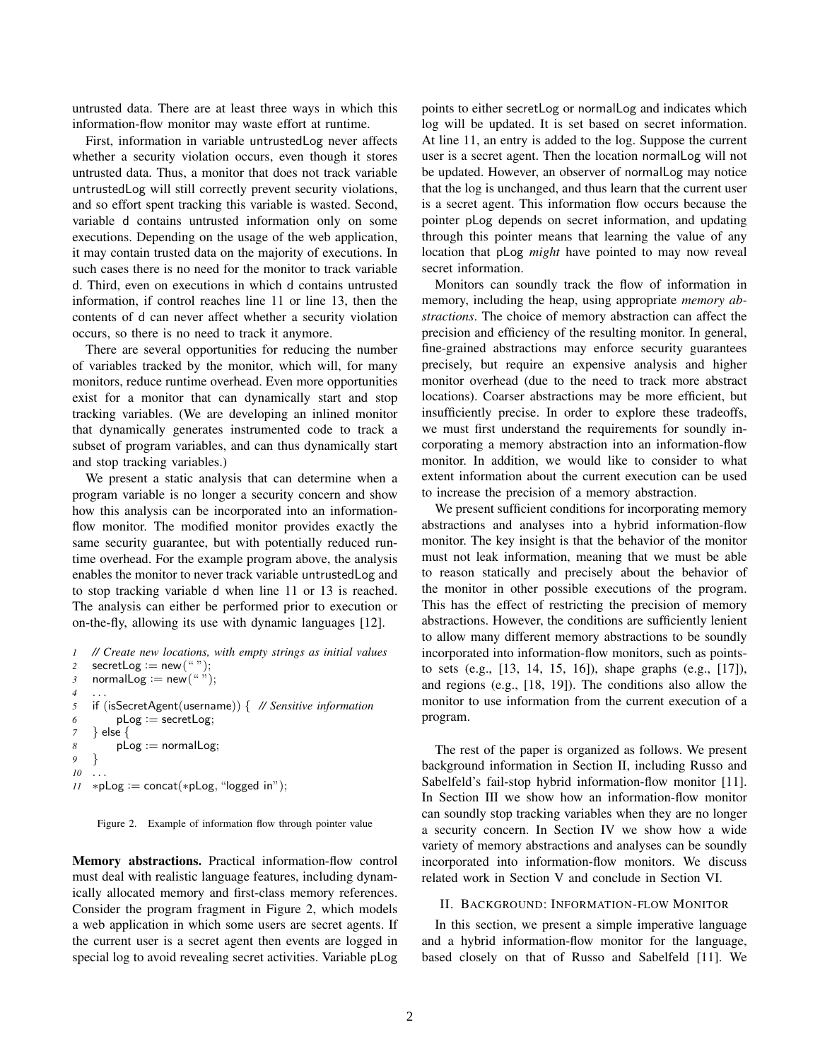untrusted data. There are at least three ways in which this information-flow monitor may waste effort at runtime.

First, information in variable untrustedLog never affects whether a security violation occurs, even though it stores untrusted data. Thus, a monitor that does not track variable untrustedLog will still correctly prevent security violations, and so effort spent tracking this variable is wasted. Second, variable d contains untrusted information only on some executions. Depending on the usage of the web application, it may contain trusted data on the majority of executions. In such cases there is no need for the monitor to track variable d. Third, even on executions in which d contains untrusted information, if control reaches line 11 or line 13, then the contents of d can never affect whether a security violation occurs, so there is no need to track it anymore.

There are several opportunities for reducing the number of variables tracked by the monitor, which will, for many monitors, reduce runtime overhead. Even more opportunities exist for a monitor that can dynamically start and stop tracking variables. (We are developing an inlined monitor that dynamically generates instrumented code to track a subset of program variables, and can thus dynamically start and stop tracking variables.)

We present a static analysis that can determine when a program variable is no longer a security concern and show how this analysis can be incorporated into an information-flow monitor. The modified monitor provides exactly the same security guarantee, but with potentially reduced runtime overhead. For the example program above, the analysis enables the monitor to never track variable untrustedLog and to stop tracking variable d when line 11 or 13 is reached. The analysis can either be performed prior to execution or on-the-fly, allowing its use with dynamic languages [12].

```
1  // Create new locations, with empty strings as initial values
2  secretLog := new("");
3  normalLog := new("");
4  ...
5  if (isSecretAgent(username)) {  // Sensitive information
6      pLog := secretLog;
7  } else {
8      pLog := normalLog;
9  }
10 ...
11 *pLog := concat(*pLog, "logged in");
```

Figure 2. Example of information flow through pointer value

**Memory abstractions.** Practical information-flow control must deal with realistic language features, including dynamically allocated memory and first-class memory references. Consider the program fragment in Figure 2, which models a web application in which some users are secret agents. If the current user is a secret agent then events are logged in special log to avoid revealing secret activities. Variable pLog points to either secretLog or normalLog and indicates which log will be updated. It is set based on secret information. At line 11, an entry is added to the log. Suppose the current user is a secret agent. Then the location normalLog will not be updated. However, an observer of normalLog may notice that the log is unchanged, and thus learn that the current user is a secret agent. This information flow occurs because the pointer pLog depends on secret information, and updating through this pointer means that learning the value of any location that pLog *might* have pointed to may now reveal secret information.

Monitors can soundly track the flow of information in memory, including the heap, using appropriate *memory abstractions*. The choice of memory abstraction can affect the precision and efficiency of the resulting monitor. In general, fine-grained abstractions may enforce security guarantees precisely, but require an expensive analysis and higher monitor overhead (due to the need to track more abstract locations). Coarser abstractions may be more efficient, but insufficiently precise. In order to explore these tradeoffs, we must first understand the requirements for soundly incorporating a memory abstraction into an information-flow monitor. In addition, we would like to consider to what extent information about the current execution can be used to increase the precision of a memory abstraction.

We present sufficient conditions for incorporating memory abstractions and analyses into a hybrid information-flow monitor. The key insight is that the behavior of the monitor must not leak information, meaning that we must be able to reason statically and precisely about the behavior of the monitor in other possible executions of the program. This has the effect of restricting the precision of memory abstractions. However, the conditions are sufficiently lenient to allow many different memory abstractions to be soundly incorporated into information-flow monitors, such as points-to sets (e.g., [13, 14, 15, 16]), shape graphs (e.g., [17]), and regions (e.g., [18, 19]). The conditions also allow the monitor to use information from the current execution of a program.

The rest of the paper is organized as follows. We present background information in Section II, including Russo and Sabelfeld's fail-stop hybrid information-flow monitor [11]. In Section III we show how an information-flow monitor can soundly stop tracking variables when they are no longer a security concern. In Section IV we show how a wide variety of memory abstractions and analyses can be soundly incorporated into information-flow monitors. We discuss related work in Section V and conclude in Section VI.

## II. Background: Information-flow Monitor

In this section, we present a simple imperative language and a hybrid information-flow monitor for the language, based closely on that of Russo and Sabelfeld [11]. We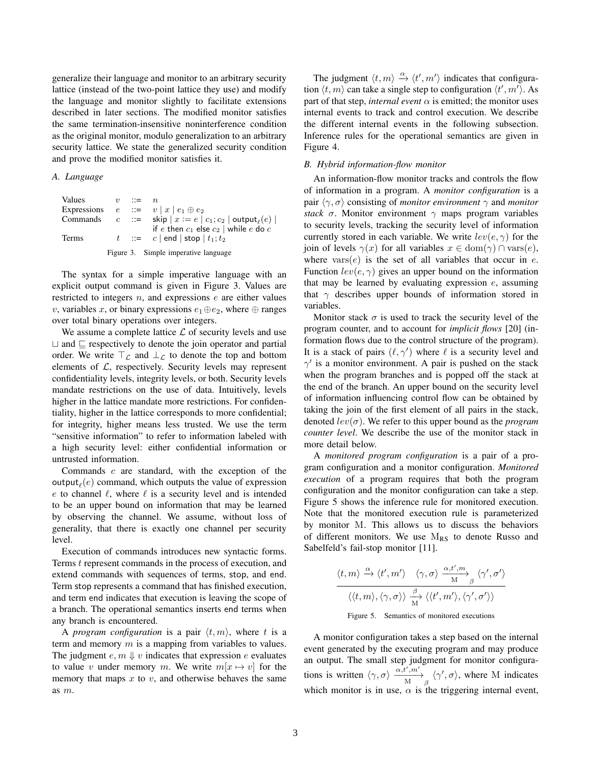generalize their language and monitor to an arbitrary security lattice (instead of the two-point lattice they use) and modify the language and monitor slightly to facilitate extensions described in later sections. The modified monitor satisfies the same termination-insensitive noninterference condition as the original monitor, modulo generalization to an arbitrary security lattice. We state the generalized security condition and prove the modified monitor satisfies it.

### A. Language

| | | | |
|---|---|---|---|
| Values | $v$ | $::=$ | $n$ |
| Expressions | $e$ | $::=$ | $v \mid x \mid e_1 \oplus e_2$ |
| Commands | $c$ | $::=$ | $\mathsf{skip} \mid x := e \mid c_1; c_2 \mid \mathsf{output}_\ell(e) \mid$ $\mathsf{if}\ e\ \mathsf{then}\ c_1\ \mathsf{else}\ c_2 \mid \mathsf{while}\ e\ \mathsf{do}\ c$ |
| Terms | $t$ | $::=$ | $c \mid \mathsf{end} \mid \mathsf{stop} \mid t_1; t_2$ |

Figure 3. Simple imperative language

The syntax for a simple imperative language with an explicit output command is given in Figure 3. Values are restricted to integers $n$, and expressions $e$ are either values $v$, variables $x$, or binary expressions $e_1 \oplus e_2$, where $\oplus$ ranges over total binary operations over integers.

We assume a complete lattice $\mathcal{L}$ of security levels and use $\sqcup$ and $\sqsubseteq$ respectively to denote the join operator and partial order. We write $\top_\mathcal{L}$ and $\bot_\mathcal{L}$ to denote the top and bottom elements of $\mathcal{L}$, respectively. Security levels may represent confidentiality levels, integrity levels, or both. Security levels mandate restrictions on the use of data. Intuitively, levels higher in the lattice mandate more restrictions. For confidentiality, higher in the lattice corresponds to more confidential; for integrity, higher means less trusted. We use the term "sensitive information" to refer to information labeled with a high security level: either confidential information or untrusted information.

Commands $c$ are standard, with the exception of the $\mathsf{output}_\ell(e)$ command, which outputs the value of expression $e$ to channel $\ell$, where $\ell$ is a security level and is intended to be an upper bound on information that may be learned by observing the channel. We assume, without loss of generality, that there is exactly one channel per security level.

Execution of commands introduces new syntactic forms. Terms $t$ represent commands in the process of execution, and extend commands with sequences of terms, stop, and end. Term stop represents a command that has finished execution, and term end indicates that execution is leaving the scope of a branch. The operational semantics inserts end terms when any branch is encountered.

A *program configuration* is a pair $\langle t, m \rangle$, where $t$ is a term and memory $m$ is a mapping from variables to values. The judgment $e, m \Downarrow v$ indicates that expression $e$ evaluates to value $v$ under memory $m$. We write $m[x \mapsto v]$ for the memory that maps $x$ to $v$, and otherwise behaves the same as $m$.

The judgment $\langle t, m \rangle \xrightarrow{\alpha} \langle t', m' \rangle$ indicates that configuration $\langle t, m \rangle$ can take a single step to configuration $\langle t', m' \rangle$. As part of that step, *internal event* $\alpha$ is emitted; the monitor uses internal events to track and control execution. We describe the different internal events in the following subsection. Inference rules for the operational semantics are given in Figure 4.

### B. Hybrid information-flow monitor

An information-flow monitor tracks and controls the flow of information in a program. A *monitor configuration* is a pair $\langle \gamma, \sigma \rangle$ consisting of *monitor environment* $\gamma$ and *monitor stack* $\sigma$. Monitor environment $\gamma$ maps program variables to security levels, tracking the security level of information currently stored in each variable. We write $lev(e, \gamma)$ for the join of levels $\gamma(x)$ for all variables $x \in \mathrm{dom}(\gamma) \cap \mathrm{vars}(e)$, where $\mathrm{vars}(e)$ is the set of all variables that occur in $e$. Function $lev(e, \gamma)$ gives an upper bound on the information that may be learned by evaluating expression $e$, assuming that $\gamma$ describes upper bounds of information stored in variables.

Monitor stack $\sigma$ is used to track the security level of the program counter, and to account for *implicit flows* [20] (information flows due to the control structure of the program). It is a stack of pairs $(\ell, \gamma')$ where $\ell$ is a security level and $\gamma'$ is a monitor environment. A pair is pushed on the stack when the program branches and is popped off the stack at the end of the branch. An upper bound on the security level of information influencing control flow can be obtained by taking the join of the first element of all pairs in the stack, denoted $lev(\sigma)$. We refer to this upper bound as the *program counter level*. We describe the use of the monitor stack in more detail below.

A *monitored program configuration* is a pair of a program configuration and a monitor configuration. *Monitored execution* of a program requires that both the program configuration and the monitor configuration can take a step. Figure 5 shows the inference rule for monitored execution. Note that the monitored execution rule is parameterized by monitor $\mathrm{M}$. This allows us to discuss the behaviors of different monitors. We use $\mathrm{M}_{\mathsf{RS}}$ to denote Russo and Sabelfeld's fail-stop monitor [11].

$$\frac{\langle t, m \rangle \xrightarrow{\alpha} \langle t', m' \rangle \quad \langle \gamma, \sigma \rangle \xrightarrow[\mathrm{M}]{\alpha, t', m}{}_{\beta} \langle \gamma', \sigma' \rangle}{\langle \langle t, m \rangle, \langle \gamma, \sigma \rangle \rangle \xrightarrow[\mathrm{M}]{\beta} \langle \langle t', m' \rangle, \langle \gamma', \sigma' \rangle \rangle}$$

Figure 5. Semantics of monitored executions

A monitor configuration takes a step based on the internal event generated by the executing program and may produce an output. The small step judgment for monitor configurations is written $\langle \gamma, \sigma \rangle \xrightarrow[\mathrm{M}]{\alpha, t', m'}{}_{\beta} \langle \gamma', \sigma \rangle$, where $\mathrm{M}$ indicates which monitor is in use, $\alpha$ is the triggering internal event,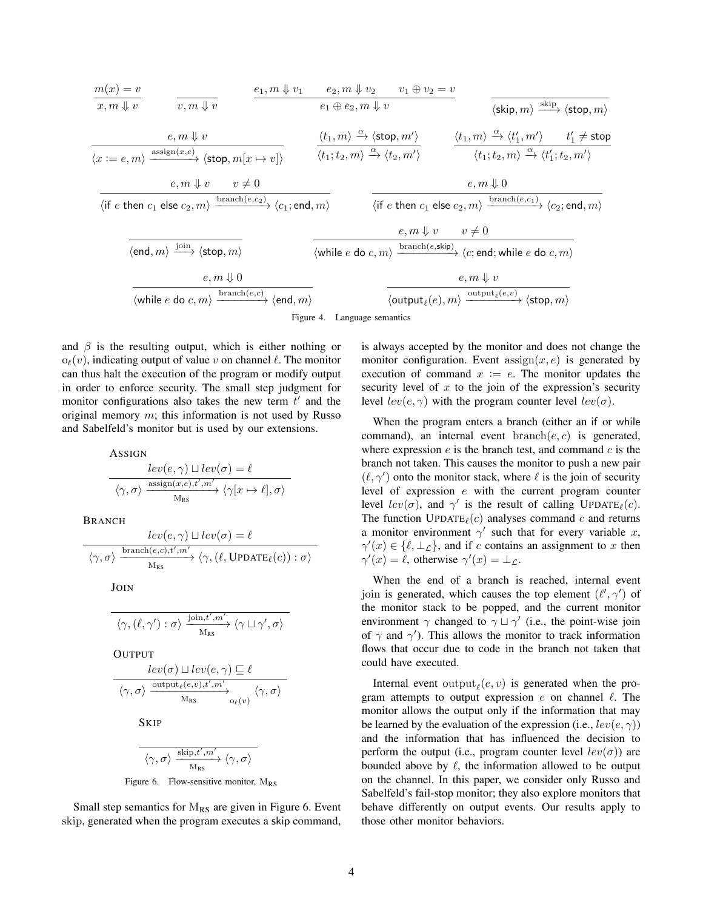$$\frac{m(x) = v}{x, m \Downarrow v} \qquad \frac{}{v, m \Downarrow v} \qquad \frac{e_1, m \Downarrow v_1 \qquad e_2, m \Downarrow v_2 \qquad v_1 \oplus v_2 = v}{e_1 \oplus e_2, m \Downarrow v} \qquad \frac{}{\langle \mathsf{skip}, m\rangle \xrightarrow{\text{skip}} \langle \mathsf{stop}, m\rangle}$$

$$\frac{e, m \Downarrow v}{\langle x := e, m\rangle \xrightarrow{\text{assign}(x,e)} \langle \mathsf{stop}, m[x \mapsto v]\rangle} \qquad \frac{\langle t_1, m\rangle \xrightarrow{\alpha} \langle \mathsf{stop}, m'\rangle}{\langle t_1; t_2, m\rangle \xrightarrow{\alpha} \langle t_2, m'\rangle} \qquad \frac{\langle t_1, m\rangle \xrightarrow{\alpha} \langle t_1', m'\rangle \qquad t_1' \neq \mathsf{stop}}{\langle t_1; t_2, m\rangle \xrightarrow{\alpha} \langle t_1'; t_2, m'\rangle}$$

$$\frac{e, m \Downarrow v \qquad v \neq 0}{\langle \mathsf{if}\ e\ \mathsf{then}\ c_1\ \mathsf{else}\ c_2, m\rangle \xrightarrow{\text{branch}(e,c_2)} \langle c_1; \mathsf{end}, m\rangle} \qquad \frac{e, m \Downarrow 0}{\langle \mathsf{if}\ e\ \mathsf{then}\ c_1\ \mathsf{else}\ c_2, m\rangle \xrightarrow{\text{branch}(e,c_1)} \langle c_2; \mathsf{end}, m\rangle}$$

$$\frac{}{\langle \mathsf{end}, m\rangle \xrightarrow{\text{join}} \langle \mathsf{stop}, m\rangle} \qquad \frac{e, m \Downarrow v \qquad v \neq 0}{\langle \mathsf{while}\ e\ \mathsf{do}\ c, m\rangle \xrightarrow{\text{branch}(e,\mathsf{skip})} \langle c; \mathsf{end}; \mathsf{while}\ e\ \mathsf{do}\ c, m\rangle}$$

$$\frac{e, m \Downarrow 0}{\langle \mathsf{while}\ e\ \mathsf{do}\ c, m\rangle \xrightarrow{\text{branch}(e,c)} \langle \mathsf{end}, m\rangle} \qquad \frac{e, m \Downarrow v}{\langle \mathsf{output}_\ell(e), m\rangle \xrightarrow{\text{output}_\ell(e,v)} \langle \mathsf{stop}, m\rangle}$$

Figure 4. Language semantics

and $\beta$ is the resulting output, which is either nothing or $o_\ell(v)$, indicating output of value $v$ on channel $\ell$. The monitor can thus halt the execution of the program or modify output in order to enforce security. The small step judgment for monitor configurations also takes the new term $t'$ and the original memory $m$; this information is not used by Russo and Sabelfeld's monitor but is used by our extensions.

ASSIGN
$$\frac{lev(e,\gamma) \sqcup lev(\sigma) = \ell}{\langle \gamma, \sigma\rangle \xrightarrow[\text{M}_{\text{RS}}]{\text{assign}(x,e),t',m'} \langle \gamma[x \mapsto \ell], \sigma\rangle}$$

BRANCH
$$\frac{lev(e,\gamma) \sqcup lev(\sigma) = \ell}{\langle \gamma, \sigma\rangle \xrightarrow[\text{M}_{\text{RS}}]{\text{branch}(e,c),t',m'} \langle \gamma, (\ell, \text{UPDATE}_\ell(c)) : \sigma\rangle}$$

JOIN
$$\frac{}{\langle \gamma, (\ell, \gamma') : \sigma\rangle \xrightarrow[\text{M}_{\text{RS}}]{\text{join},t',m'} \langle \gamma \sqcup \gamma', \sigma\rangle}$$

OUTPUT
$$\frac{lev(\sigma) \sqcup lev(e,\gamma) \sqsubseteq \ell}{\langle \gamma, \sigma\rangle \xrightarrow[\text{M}_{\text{RS}}]{\text{output}_\ell(e,v),t',m'}_{o_\ell(v)} \langle \gamma, \sigma\rangle}$$

SKIP
$$\frac{}{\langle \gamma, \sigma\rangle \xrightarrow[\text{M}_{\text{RS}}]{\text{skip},t',m'} \langle \gamma, \sigma\rangle}$$

Figure 6. Flow-sensitive monitor, $\text{M}_{\text{RS}}$

Small step semantics for $\text{M}_{\text{RS}}$ are given in Figure 6. Event skip, generated when the program executes a skip command, is always accepted by the monitor and does not change the monitor configuration. Event $\text{assign}(x, e)$ is generated by execution of command $x := e$. The monitor updates the security level of $x$ to the join of the expression's security level $lev(e, \gamma)$ with the program counter level $lev(\sigma)$.

When the program enters a branch (either an if or while command), an internal event $\text{branch}(e, c)$ is generated, where expression $e$ is the branch test, and command $c$ is the branch not taken. This causes the monitor to push a new pair $(\ell, \gamma')$ onto the monitor stack, where $\ell$ is the join of security level of expression $e$ with the current program counter level $lev(\sigma)$, and $\gamma'$ is the result of calling $\text{UPDATE}_\ell(c)$. The function $\text{UPDATE}_\ell(c)$ analyses command $c$ and returns a monitor environment $\gamma'$ such that for every variable $x$, $\gamma'(x) \in \{\ell, \bot_\mathcal{L}\}$, and if $c$ contains an assignment to $x$ then $\gamma'(x) = \ell$, otherwise $\gamma'(x) = \bot_\mathcal{L}$.

When the end of a branch is reached, internal event join is generated, which causes the top element $(\ell', \gamma')$ of the monitor stack to be popped, and the current monitor environment $\gamma$ changed to $\gamma \sqcup \gamma'$ (i.e., the point-wise join of $\gamma$ and $\gamma'$). This allows the monitor to track information flows that occur due to code in the branch not taken that could have executed.

Internal event $\text{output}_\ell(e, v)$ is generated when the program attempts to output expression $e$ on channel $\ell$. The monitor allows the output only if the information that may be learned by the evaluation of the expression (i.e., $lev(e, \gamma)$) and the information that has influenced the decision to perform the output (i.e., program counter level $lev(\sigma)$) are bounded above by $\ell$, the information allowed to be output on the channel. In this paper, we consider only Russo and Sabelfeld's fail-stop monitor; they also explore monitors that behave differently on output events. Our results apply to those other monitor behaviors.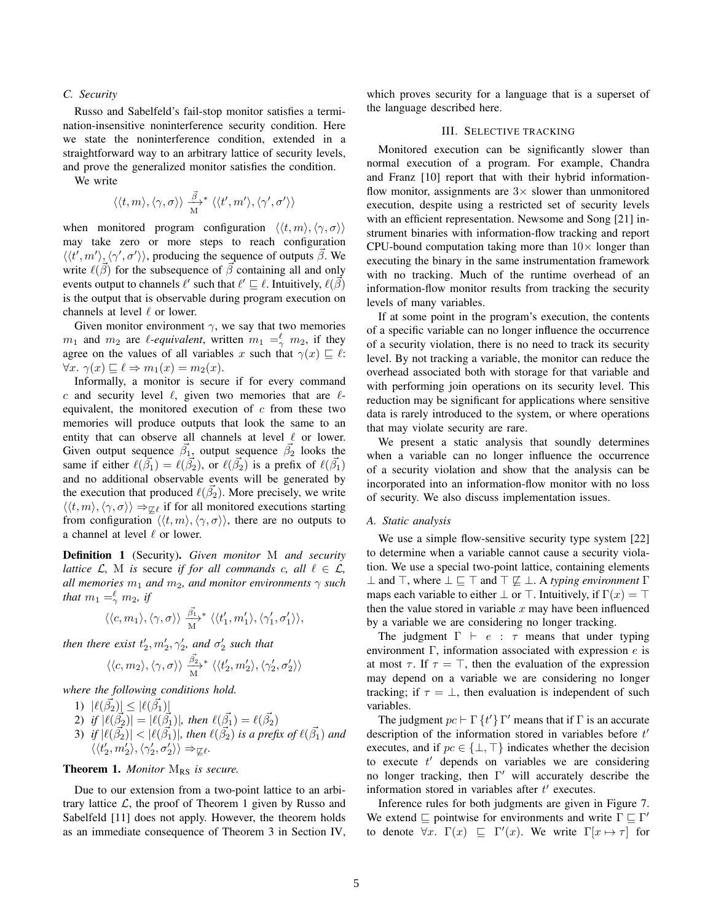### C. Security

Russo and Sabelfeld's fail-stop monitor satisfies a termination-insensitive noninterference security condition. Here we state the noninterference condition, extended in a straightforward way to an arbitrary lattice of security levels, and prove the generalized monitor satisfies the condition.

We write

$$\langle\langle t, m\rangle, \langle\gamma, \sigma\rangle\rangle \xrightarrow[\mathrm{M}]{\vec{\beta}}{}^{*} \langle\langle t', m'\rangle, \langle\gamma', \sigma'\rangle\rangle$$

when monitored program configuration $\langle\langle t, m\rangle, \langle\gamma, \sigma\rangle\rangle$ may take zero or more steps to reach configuration $\langle\langle t', m'\rangle, \langle\gamma', \sigma'\rangle\rangle$, producing the sequence of outputs $\vec{\beta}$. We write $\ell(\vec{\beta})$ for the subsequence of $\vec{\beta}$ containing all and only events output to channels $\ell'$ such that $\ell' \sqsubseteq \ell$. Intuitively, $\ell(\vec{\beta})$ is the output that is observable during program execution on channels at level $\ell$ or lower.

Given monitor environment $\gamma$, we say that two memories $m_1$ and $m_2$ are *$\ell$-equivalent*, written $m_1 =_\gamma^\ell m_2$, if they agree on the values of all variables $x$ such that $\gamma(x) \sqsubseteq \ell$: $\forall x.\ \gamma(x) \sqsubseteq \ell \Rightarrow m_1(x) = m_2(x)$.

Informally, a monitor is secure if for every command $c$ and security level $\ell$, given two memories that are $\ell$-equivalent, the monitored execution of $c$ from these two memories will produce outputs that look the same to an entity that can observe all channels at level $\ell$ or lower. Given output sequence $\vec{\beta_1}$, output sequence $\vec{\beta_2}$ looks the same if either $\ell(\vec{\beta_1}) = \ell(\vec{\beta_2})$, or $\ell(\vec{\beta_2})$ is a prefix of $\ell(\vec{\beta_1})$ and no additional observable events will be generated by the execution that produced $\ell(\vec{\beta_2})$. More precisely, we write $\langle\langle t, m\rangle, \langle\gamma, \sigma\rangle\rangle \Rightarrow_{\not\sqsubseteq \ell}$ if for all monitored executions starting from configuration $\langle\langle t, m\rangle, \langle\gamma, \sigma\rangle\rangle$, there are no outputs to a channel at level $\ell$ or lower.

**Definition 1** (Security). *Given monitor* M *and security lattice* $\mathcal{L}$, M *is* secure *if for all commands* $c$*, all* $\ell \in \mathcal{L}$*, all memories* $m_1$ *and* $m_2$*, and monitor environments* $\gamma$ *such that* $m_1 =_\gamma^\ell m_2$*, if*

$$\langle\langle c, m_1\rangle, \langle\gamma, \sigma\rangle\rangle \xrightarrow[\mathrm{M}]{\vec{\beta_1}}{}^{*} \langle\langle t_1', m_1'\rangle, \langle\gamma_1', \sigma_1'\rangle\rangle,$$

*then there exist* $t_2', m_2', \gamma_2'$*, and* $\sigma_2'$ *such that*

$$\langle\langle c, m_2\rangle, \langle\gamma, \sigma\rangle\rangle \xrightarrow[\mathrm{M}]{\vec{\beta_2}}{}^{*} \langle\langle t_2', m_2'\rangle, \langle\gamma_2', \sigma_2'\rangle\rangle$$

*where the following conditions hold.*

1) $|\ell(\vec{\beta_2})| \leq |\ell(\vec{\beta_1})|$
2) *if* $|\ell(\vec{\beta_2})| = |\ell(\vec{\beta_1})|$*, then* $\ell(\vec{\beta_1}) = \ell(\vec{\beta_2})$
3) *if* $|\ell(\vec{\beta_2})| < |\ell(\vec{\beta_1})|$*, then* $\ell(\vec{\beta_2})$ *is a prefix of* $\ell(\vec{\beta_1})$ *and* $\langle\langle t_2', m_2'\rangle, \langle\gamma_2', \sigma_2'\rangle\rangle \Rightarrow_{\not\sqsubseteq \ell}$.

**Theorem 1.** *Monitor* $\mathrm{M_{RS}}$ *is secure.*

Due to our extension from a two-point lattice to an arbitrary lattice $\mathcal{L}$, the proof of Theorem 1 given by Russo and Sabelfeld [11] does not apply. However, the theorem holds as an immediate consequence of Theorem 3 in Section IV, which proves security for a language that is a superset of the language described here.

## III. Selective tracking

Monitored execution can be significantly slower than normal execution of a program. For example, Chandra and Franz [10] report that with their hybrid information-flow monitor, assignments are $3\times$ slower than unmonitored execution, despite using a restricted set of security levels with an efficient representation. Newsome and Song [21] instrument binaries with information-flow tracking and report CPU-bound computation taking more than $10\times$ longer than executing the binary in the same instrumentation framework with no tracking. Much of the runtime overhead of an information-flow monitor results from tracking the security levels of many variables.

If at some point in the program's execution, the contents of a specific variable can no longer influence the occurrence of a security violation, there is no need to track its security level. By not tracking a variable, the monitor can reduce the overhead associated both with storage for that variable and with performing join operations on its security level. This reduction may be significant for applications where sensitive data is rarely introduced to the system, or where operations that may violate security are rare.

We present a static analysis that soundly determines when a variable can no longer influence the occurrence of a security violation and show that the analysis can be incorporated into an information-flow monitor with no loss of security. We also discuss implementation issues.

### A. Static analysis

We use a simple flow-sensitive security type system [22] to determine when a variable cannot cause a security violation. We use a special two-point lattice, containing elements $\bot$ and $\top$, where $\bot \sqsubseteq \top$ and $\top \not\sqsubseteq \bot$. A *typing environment* $\Gamma$ maps each variable to either $\bot$ or $\top$. Intuitively, if $\Gamma(x) = \top$ then the value stored in variable $x$ may have been influenced by a variable we are considering no longer tracking.

The judgment $\Gamma \vdash e : \tau$ means that under typing environment $\Gamma$, information associated with expression $e$ is at most $\tau$. If $\tau = \top$, then the evaluation of the expression may depend on a variable we are considering no longer tracking; if $\tau = \bot$, then evaluation is independent of such variables.

The judgment $pc \vdash \Gamma \{t'\} \Gamma'$ means that if $\Gamma$ is an accurate description of the information stored in variables before $t'$ executes, and if $pc \in \{\bot, \top\}$ indicates whether the decision to execute $t'$ depends on variables we are considering no longer tracking, then $\Gamma'$ will accurately describe the information stored in variables after $t'$ executes.

Inference rules for both judgments are given in Figure 7. We extend $\sqsubseteq$ pointwise for environments and write $\Gamma \sqsubseteq \Gamma'$ to denote $\forall x.\ \Gamma(x) \sqsubseteq \Gamma'(x)$. We write $\Gamma[x \mapsto \tau]$ for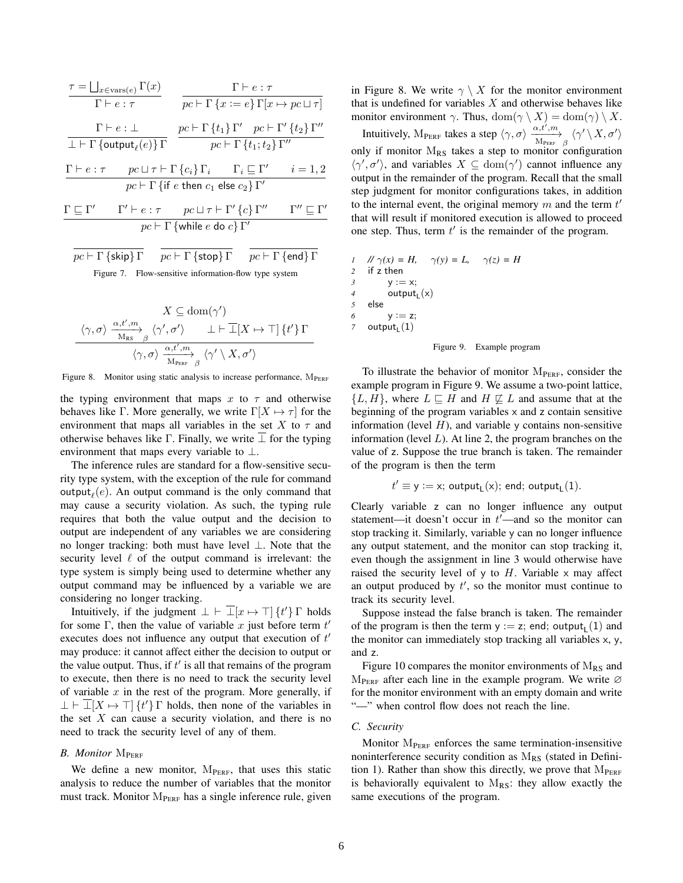$$\frac{\tau = \bigsqcup_{x \in \text{vars}(e)} \Gamma(x)}{\Gamma \vdash e : \tau} \qquad \frac{\Gamma \vdash e : \tau}{pc \vdash \Gamma\,\{x := e\}\,\Gamma[x \mapsto pc \sqcup \tau]}$$

$$\frac{\Gamma \vdash e : \bot}{\bot \vdash \Gamma\,\{\mathsf{output}_\ell(e)\}\,\Gamma} \qquad \frac{pc \vdash \Gamma\,\{t_1\}\,\Gamma' \quad pc \vdash \Gamma'\,\{t_2\}\,\Gamma''}{pc \vdash \Gamma\,\{t_1; t_2\}\,\Gamma''}$$

$$\frac{\Gamma \vdash e : \tau \qquad pc \sqcup \tau \vdash \Gamma\,\{c_i\}\,\Gamma_i \qquad \Gamma_i \sqsubseteq \Gamma' \qquad i = 1, 2}{pc \vdash \Gamma\,\{\mathsf{if}\ e\ \mathsf{then}\ c_1\ \mathsf{else}\ c_2\}\,\Gamma'}$$

$$\frac{\Gamma \sqsubseteq \Gamma' \qquad \Gamma' \vdash e : \tau \qquad pc \sqcup \tau \vdash \Gamma'\,\{c\}\,\Gamma'' \qquad \Gamma'' \sqsubseteq \Gamma'}{pc \vdash \Gamma\,\{\mathsf{while}\ e\ \mathsf{do}\ c\}\,\Gamma'}$$

$$\frac{}{pc \vdash \Gamma\,\{\mathsf{skip}\}\,\Gamma} \qquad \frac{}{pc \vdash \Gamma\,\{\mathsf{stop}\}\,\Gamma} \qquad \frac{}{pc \vdash \Gamma\,\{\mathsf{end}\}\,\Gamma}$$

Figure 7. Flow-sensitive information-flow type system

$$\frac{X \subseteq \text{dom}(\gamma') \qquad \langle \gamma, \sigma \rangle \xrightarrow[\text{M}_{\text{RS}}]{\alpha, t', m}{}_{\beta} \langle \gamma', \sigma' \rangle \qquad \bot \vdash \overline{\bot}[X \mapsto \top]\,\{t'\}\,\Gamma}{\langle \gamma, \sigma \rangle \xrightarrow[\text{M}_{\text{PERF}}]{\alpha, t', m}{}_{\beta} \langle \gamma' \setminus X, \sigma' \rangle}$$

Figure 8. Monitor using static analysis to increase performance, $\text{M}_{\text{PERF}}$

the typing environment that maps $x$ to $\tau$ and otherwise behaves like $\Gamma$. More generally, we write $\Gamma[X \mapsto \tau]$ for the environment that maps all variables in the set $X$ to $\tau$ and otherwise behaves like $\Gamma$. Finally, we write $\overline{\bot}$ for the typing environment that maps every variable to $\bot$.

The inference rules are standard for a flow-sensitive security type system, with the exception of the rule for command $\mathsf{output}_\ell(e)$. An output command is the only command that may cause a security violation. As such, the typing rule requires that both the value output and the decision to output are independent of any variables we are considering no longer tracking: both must have level $\bot$. Note that the security level $\ell$ of the output command is irrelevant: the type system is simply being used to determine whether any output command may be influenced by a variable we are considering no longer tracking.

Intuitively, if the judgment $\bot \vdash \overline{\bot}[x \mapsto \top]\,\{t'\}\,\Gamma$ holds for some $\Gamma$, then the value of variable $x$ just before term $t'$ executes does not influence any output that execution of $t'$ may produce: it cannot affect either the decision to output or the value output. Thus, if $t'$ is all that remains of the program to execute, then there is no need to track the security level of variable $x$ in the rest of the program. More generally, if $\bot \vdash \overline{\bot}[X \mapsto \top]\,\{t'\}\,\Gamma$ holds, then none of the variables in the set $X$ can cause a security violation, and there is no need to track the security level of any of them.

### B. Monitor $\text{M}_{\text{PERF}}$

We define a new monitor, $\text{M}_{\text{PERF}}$, that uses this static analysis to reduce the number of variables that the monitor must track. Monitor $\text{M}_{\text{PERF}}$ has a single inference rule, given in Figure 8. We write $\gamma \setminus X$ for the monitor environment that is undefined for variables $X$ and otherwise behaves like monitor environment $\gamma$. Thus, $\text{dom}(\gamma \setminus X) = \text{dom}(\gamma) \setminus X$.

Intuitively, $\text{M}_{\text{PERF}}$ takes a step $\langle \gamma, \sigma \rangle \xrightarrow[\text{M}_{\text{PERF}}]{\alpha, t', m}{}_{\beta} \langle \gamma' \setminus X, \sigma' \rangle$ only if monitor $\text{M}_{\text{RS}}$ takes a step to monitor configuration $\langle \gamma', \sigma' \rangle$, and variables $X \subseteq \text{dom}(\gamma')$ cannot influence any output in the remainder of the program. Recall that the small step judgment for monitor configurations takes, in addition to the internal event, the original memory $m$ and the term $t'$ that will result if monitored execution is allowed to proceed one step. Thus, term $t'$ is the remainder of the program.

```
1  // γ(x) = H,    γ(y) = L,    γ(z) = H
2  if z then
3      y := x;
4      output_L(x)
5  else
6      y := z;
7  output_L(1)
```

Figure 9. Example program

To illustrate the behavior of monitor $\text{M}_{\text{PERF}}$, consider the example program in Figure 9. We assume a two-point lattice, $\{L, H\}$, where $L \sqsubseteq H$ and $H \not\sqsubseteq L$ and assume that at the beginning of the program variables x and z contain sensitive information (level $H$), and variable y contains non-sensitive information (level $L$). At line 2, the program branches on the value of z. Suppose the true branch is taken. The remainder of the program is then the term

$$t' \equiv \mathsf{y} := \mathsf{x};\ \mathsf{output}_\mathsf{L}(\mathsf{x});\ \mathsf{end};\ \mathsf{output}_\mathsf{L}(1).$$

Clearly variable z can no longer influence any output statement—it doesn't occur in $t'$—and so the monitor can stop tracking it. Similarly, variable y can no longer influence any output statement, and the monitor can stop tracking it, even though the assignment in line 3 would otherwise have raised the security level of y to $H$. Variable x may affect an output produced by $t'$, so the monitor must continue to track its security level.

Suppose instead the false branch is taken. The remainder of the program is then the term $\mathsf{y} := \mathsf{z};\ \mathsf{end};\ \mathsf{output}_\mathsf{L}(1)$ and the monitor can immediately stop tracking all variables x, y, and z.

Figure 10 compares the monitor environments of $\text{M}_{\text{RS}}$ and $\text{M}_{\text{PERF}}$ after each line in the example program. We write $\varnothing$ for the monitor environment with an empty domain and write "—" when control flow does not reach the line.

### C. Security

Monitor $\text{M}_{\text{PERF}}$ enforces the same termination-insensitive noninterference security condition as $\text{M}_{\text{RS}}$ (stated in Definition 1). Rather than show this directly, we prove that $\text{M}_{\text{PERF}}$ is behaviorally equivalent to $\text{M}_{\text{RS}}$: they allow exactly the same executions of the program.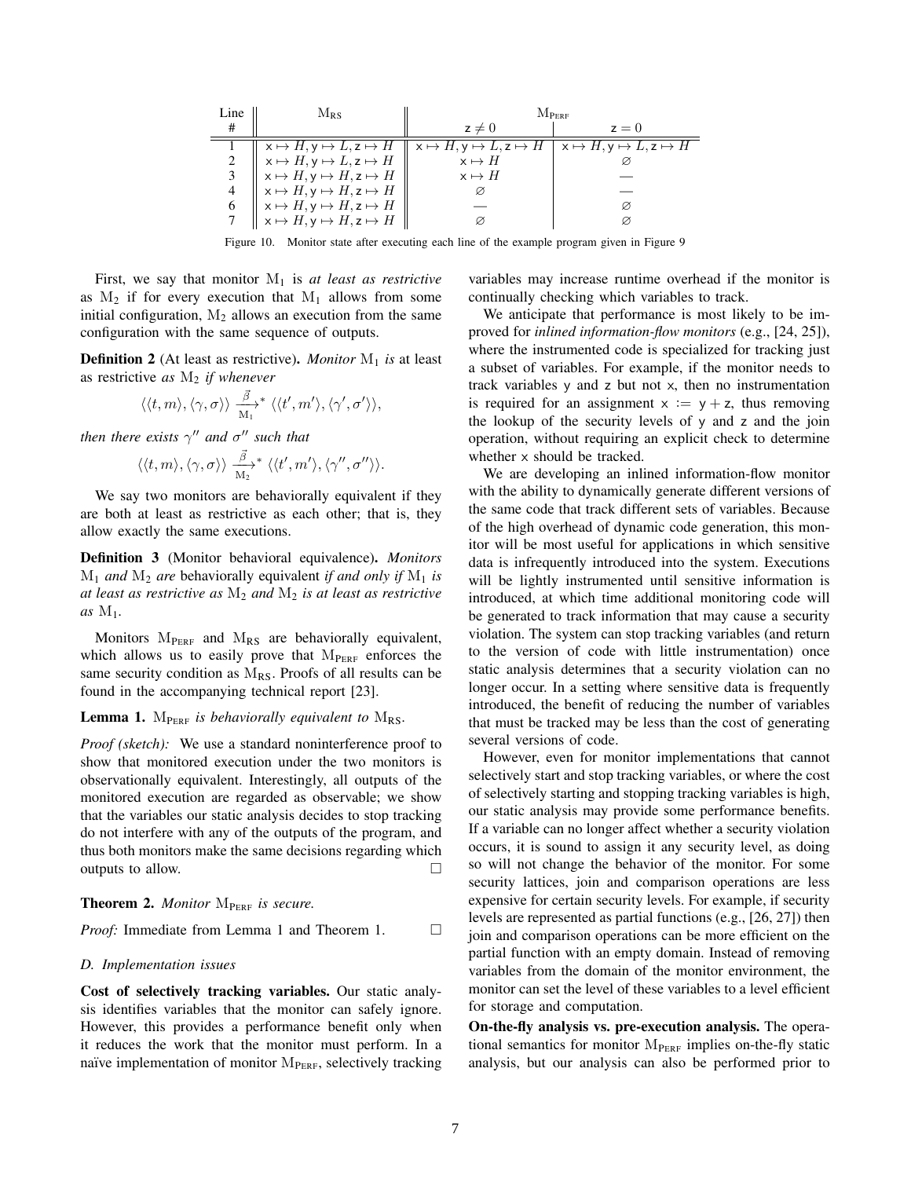| Line # | $\mathrm{M_{RS}}$ | $\mathrm{M_{PERF}}$ | |
|---|---|---|---|
| | | $\mathsf{z} \neq 0$ | $\mathsf{z} = 0$ |
| 1 | $\mathsf{x} \mapsto H, \mathsf{y} \mapsto L, \mathsf{z} \mapsto H$ | $\mathsf{x} \mapsto H, \mathsf{y} \mapsto L, \mathsf{z} \mapsto H$ | $\mathsf{x} \mapsto H, \mathsf{y} \mapsto L, \mathsf{z} \mapsto H$ |
| 2 | $\mathsf{x} \mapsto H, \mathsf{y} \mapsto L, \mathsf{z} \mapsto H$ | $\mathsf{x} \mapsto H$ | $\varnothing$ |
| 3 | $\mathsf{x} \mapsto H, \mathsf{y} \mapsto H, \mathsf{z} \mapsto H$ | $\mathsf{x} \mapsto H$ | — |
| 4 | $\mathsf{x} \mapsto H, \mathsf{y} \mapsto H, \mathsf{z} \mapsto H$ | $\varnothing$ | — |
| 6 | $\mathsf{x} \mapsto H, \mathsf{y} \mapsto H, \mathsf{z} \mapsto H$ | — | $\varnothing$ |
| 7 | $\mathsf{x} \mapsto H, \mathsf{y} \mapsto H, \mathsf{z} \mapsto H$ | $\varnothing$ | $\varnothing$ |

Figure 10. Monitor state after executing each line of the example program given in Figure 9

First, we say that monitor $\mathrm{M}_1$ is *at least as restrictive* as $\mathrm{M}_2$ if for every execution that $\mathrm{M}_1$ allows from some initial configuration, $\mathrm{M}_2$ allows an execution from the same configuration with the same sequence of outputs.

**Definition 2** (At least as restrictive). *Monitor* $\mathrm{M}_1$ *is* at least as restrictive *as* $\mathrm{M}_2$ *if whenever*

$$\langle\langle t, m\rangle, \langle\gamma, \sigma\rangle\rangle \xrightarrow[\mathrm{M}_1]{\vec{\beta}}{}^{*} \langle\langle t', m'\rangle, \langle\gamma', \sigma'\rangle\rangle,$$

*then there exists* $\gamma''$ *and* $\sigma''$ *such that*

$$\langle\langle t, m\rangle, \langle\gamma, \sigma\rangle\rangle \xrightarrow[\mathrm{M}_2]{\vec{\beta}}{}^{*} \langle\langle t', m'\rangle, \langle\gamma'', \sigma''\rangle\rangle.$$

We say two monitors are behaviorally equivalent if they are both at least as restrictive as each other; that is, they allow exactly the same executions.

**Definition 3** (Monitor behavioral equivalence). *Monitors* $\mathrm{M}_1$ *and* $\mathrm{M}_2$ *are* behaviorally equivalent *if and only if* $\mathrm{M}_1$ *is at least as restrictive as* $\mathrm{M}_2$ *and* $\mathrm{M}_2$ *is at least as restrictive as* $\mathrm{M}_1$.

Monitors $\mathrm{M_{PERF}}$ and $\mathrm{M_{RS}}$ are behaviorally equivalent, which allows us to easily prove that $\mathrm{M_{PERF}}$ enforces the same security condition as $\mathrm{M_{RS}}$. Proofs of all results can be found in the accompanying technical report [23].

**Lemma 1.** *$\mathrm{M_{PERF}}$ is behaviorally equivalent to $\mathrm{M_{RS}}$.*

*Proof (sketch):* We use a standard noninterference proof to show that monitored execution under the two monitors is observationally equivalent. Interestingly, all outputs of the monitored execution are regarded as observable; we show that the variables our static analysis decides to stop tracking do not interfere with any of the outputs of the program, and thus both monitors make the same decisions regarding which outputs to allow. □

**Theorem 2.** *Monitor $\mathrm{M_{PERF}}$ is secure.*

*Proof:* Immediate from Lemma 1 and Theorem 1. □

### D. Implementation issues

**Cost of selectively tracking variables.** Our static analysis identifies variables that the monitor can safely ignore. However, this provides a performance benefit only when it reduces the work that the monitor must perform. In a naïve implementation of monitor $\mathrm{M_{PERF}}$, selectively tracking variables may increase runtime overhead if the monitor is continually checking which variables to track.

We anticipate that performance is most likely to be improved for *inlined information-flow monitors* (e.g., [24, 25]), where the instrumented code is specialized for tracking just a subset of variables. For example, if the monitor needs to track variables y and z but not x, then no instrumentation is required for an assignment x := y + z, thus removing the lookup of the security levels of y and z and the join operation, without requiring an explicit check to determine whether x should be tracked.

We are developing an inlined information-flow monitor with the ability to dynamically generate different versions of the same code that track different sets of variables. Because of the high overhead of dynamic code generation, this monitor will be most useful for applications in which sensitive data is infrequently introduced into the system. Executions will be lightly instrumented until sensitive information is introduced, at which time additional monitoring code will be generated to track information that may cause a security violation. The system can stop tracking variables (and return to the version of code with little instrumentation) once static analysis determines that a security violation can no longer occur. In a setting where sensitive data is frequently introduced, the benefit of reducing the number of variables that must be tracked may be less than the cost of generating several versions of code.

However, even for monitor implementations that cannot selectively start and stop tracking variables, or where the cost of selectively starting and stopping tracking variables is high, our static analysis may provide some performance benefits. If a variable can no longer affect whether a security violation occurs, it is sound to assign it any security level, as doing so will not change the behavior of the monitor. For some security lattices, join and comparison operations are less expensive for certain security levels. For example, if security levels are represented as partial functions (e.g., [26, 27]) then join and comparison operations can be more efficient on the partial function with an empty domain. Instead of removing variables from the domain of the monitor environment, the monitor can set the level of these variables to a level efficient for storage and computation.

**On-the-fly analysis vs. pre-execution analysis.** The operational semantics for monitor $\mathrm{M_{PERF}}$ implies on-the-fly static analysis, but our analysis can also be performed prior to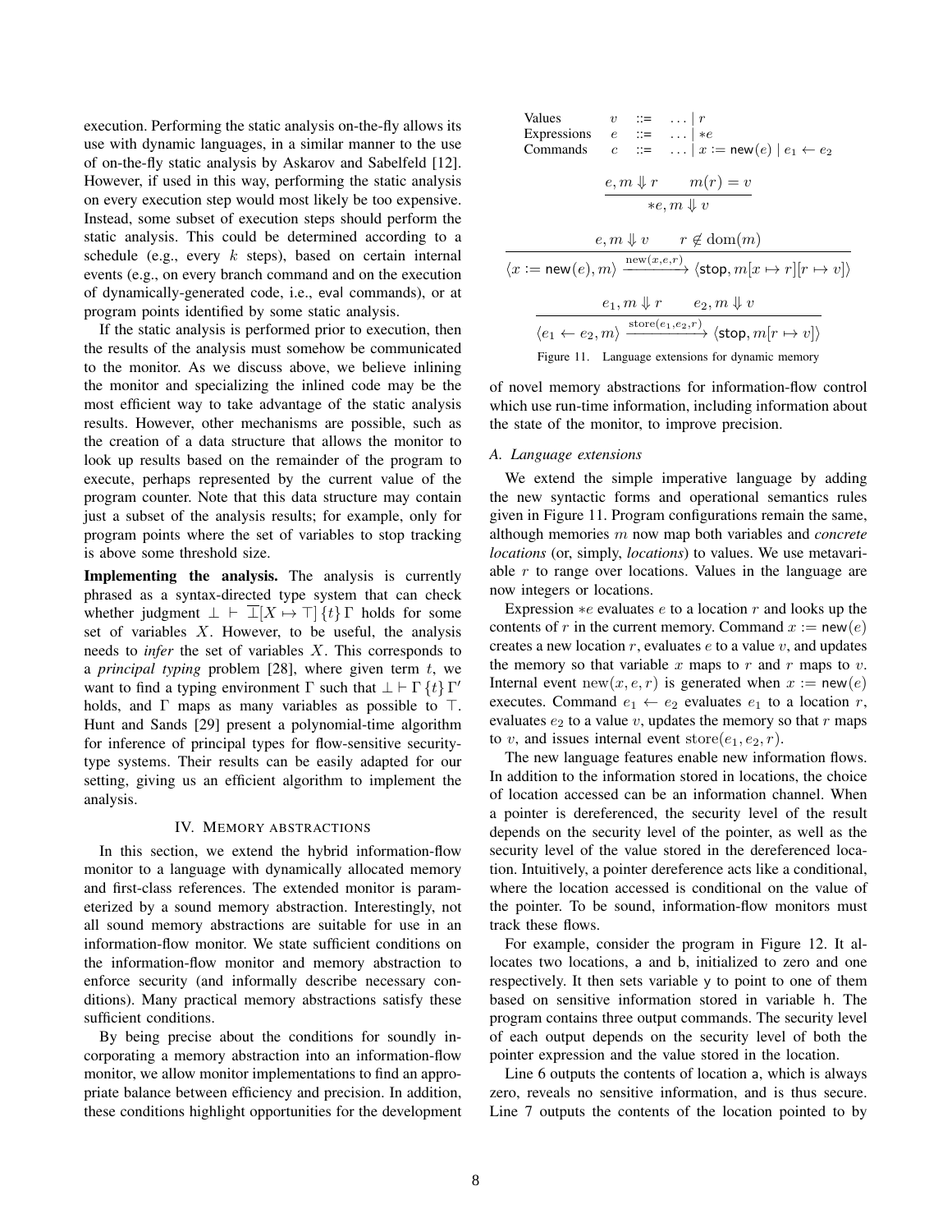execution. Performing the static analysis on-the-fly allows its use with dynamic languages, in a similar manner to the use of on-the-fly static analysis by Askarov and Sabelfeld [12]. However, if used in this way, performing the static analysis on every execution step would most likely be too expensive. Instead, some subset of execution steps should perform the static analysis. This could be determined according to a schedule (e.g., every $k$ steps), based on certain internal events (e.g., on every branch command and on the execution of dynamically-generated code, i.e., eval commands), or at program points identified by some static analysis.

If the static analysis is performed prior to execution, then the results of the analysis must somehow be communicated to the monitor. As we discuss above, we believe inlining the monitor and specializing the inlined code may be the most efficient way to take advantage of the static analysis results. However, other mechanisms are possible, such as the creation of a data structure that allows the monitor to look up results based on the remainder of the program to execute, perhaps represented by the current value of the program counter. Note that this data structure may contain just a subset of the analysis results; for example, only for program points where the set of variables to stop tracking is above some threshold size.

**Implementing the analysis.** The analysis is currently phrased as a syntax-directed type system that can check whether judgment $\bot \vdash \overline{\bot}[X \mapsto \top]\,\{t\}\,\Gamma$ holds for some set of variables $X$. However, to be useful, the analysis needs to *infer* the set of variables $X$. This corresponds to a *principal typing* problem [28], where given term $t$, we want to find a typing environment $\Gamma$ such that $\bot \vdash \Gamma\,\{t\}\,\Gamma'$ holds, and $\Gamma$ maps as many variables as possible to $\top$. Hunt and Sands [29] present a polynomial-time algorithm for inference of principal types for flow-sensitive security-type systems. Their results can be easily adapted for our setting, giving us an efficient algorithm to implement the analysis.

## IV. Memory abstractions

In this section, we extend the hybrid information-flow monitor to a language with dynamically allocated memory and first-class references. The extended monitor is parameterized by a sound memory abstraction. Interestingly, not all sound memory abstractions are suitable for use in an information-flow monitor. We state sufficient conditions on the information-flow monitor and memory abstraction to enforce security (and informally describe necessary conditions). Many practical memory abstractions satisfy these sufficient conditions.

By being precise about the conditions for soundly incorporating a memory abstraction into an information-flow monitor, we allow monitor implementations to find an appropriate balance between efficiency and precision. In addition, these conditions highlight opportunities for the development of novel memory abstractions for information-flow control which use run-time information, including information about the state of the monitor, to improve precision.

$$
\begin{array}{llcl}
\text{Values} & v & ::= & \ldots \mid r \\
\text{Expressions} & e & ::= & \ldots \mid *e \\
\text{Commands} & c & ::= & \ldots \mid x := \mathsf{new}(e) \mid e_1 \leftarrow e_2
\end{array}
$$

$$
\frac{e, m \Downarrow r \qquad m(r) = v}{*e, m \Downarrow v}
$$

$$
\frac{e, m \Downarrow v \qquad r \notin \mathrm{dom}(m)}{\langle x := \mathsf{new}(e), m\rangle \xrightarrow{\mathrm{new}(x,e,r)} \langle \mathsf{stop}, m[x \mapsto r][r \mapsto v]\rangle}
$$

$$
\frac{e_1, m \Downarrow r \qquad e_2, m \Downarrow v}{\langle e_1 \leftarrow e_2, m\rangle \xrightarrow{\mathrm{store}(e_1,e_2,r)} \langle \mathsf{stop}, m[r \mapsto v]\rangle}
$$

Figure 11. Language extensions for dynamic memory

### A. Language extensions

We extend the simple imperative language by adding the new syntactic forms and operational semantics rules given in Figure 11. Program configurations remain the same, although memories $m$ now map both variables and *concrete locations* (or, simply, *locations*) to values. We use metavariable $r$ to range over locations. Values in the language are now integers or locations.

Expression $*e$ evaluates $e$ to a location $r$ and looks up the contents of $r$ in the current memory. Command $x := \mathsf{new}(e)$ creates a new location $r$, evaluates $e$ to a value $v$, and updates the memory so that variable $x$ maps to $r$ and $r$ maps to $v$. Internal event $\mathrm{new}(x, e, r)$ is generated when $x := \mathsf{new}(e)$ executes. Command $e_1 \leftarrow e_2$ evaluates $e_1$ to a location $r$, evaluates $e_2$ to a value $v$, updates the memory so that $r$ maps to $v$, and issues internal event $\mathrm{store}(e_1, e_2, r)$.

The new language features enable new information flows. In addition to the information stored in locations, the choice of location accessed can be an information channel. When a pointer is dereferenced, the security level of the result depends on the security level of the pointer, as well as the security level of the value stored in the dereferenced location. Intuitively, a pointer dereference acts like a conditional, where the location accessed is conditional on the value of the pointer. To be sound, information-flow monitors must track these flows.

For example, consider the program in Figure 12. It allocates two locations, a and b, initialized to zero and one respectively. It then sets variable y to point to one of them based on sensitive information stored in variable h. The program contains three output commands. The security level of each output depends on the security level of both the pointer expression and the value stored in the location.

Line 6 outputs the contents of location a, which is always zero, reveals no sensitive information, and is thus secure. Line 7 outputs the contents of the location pointed to by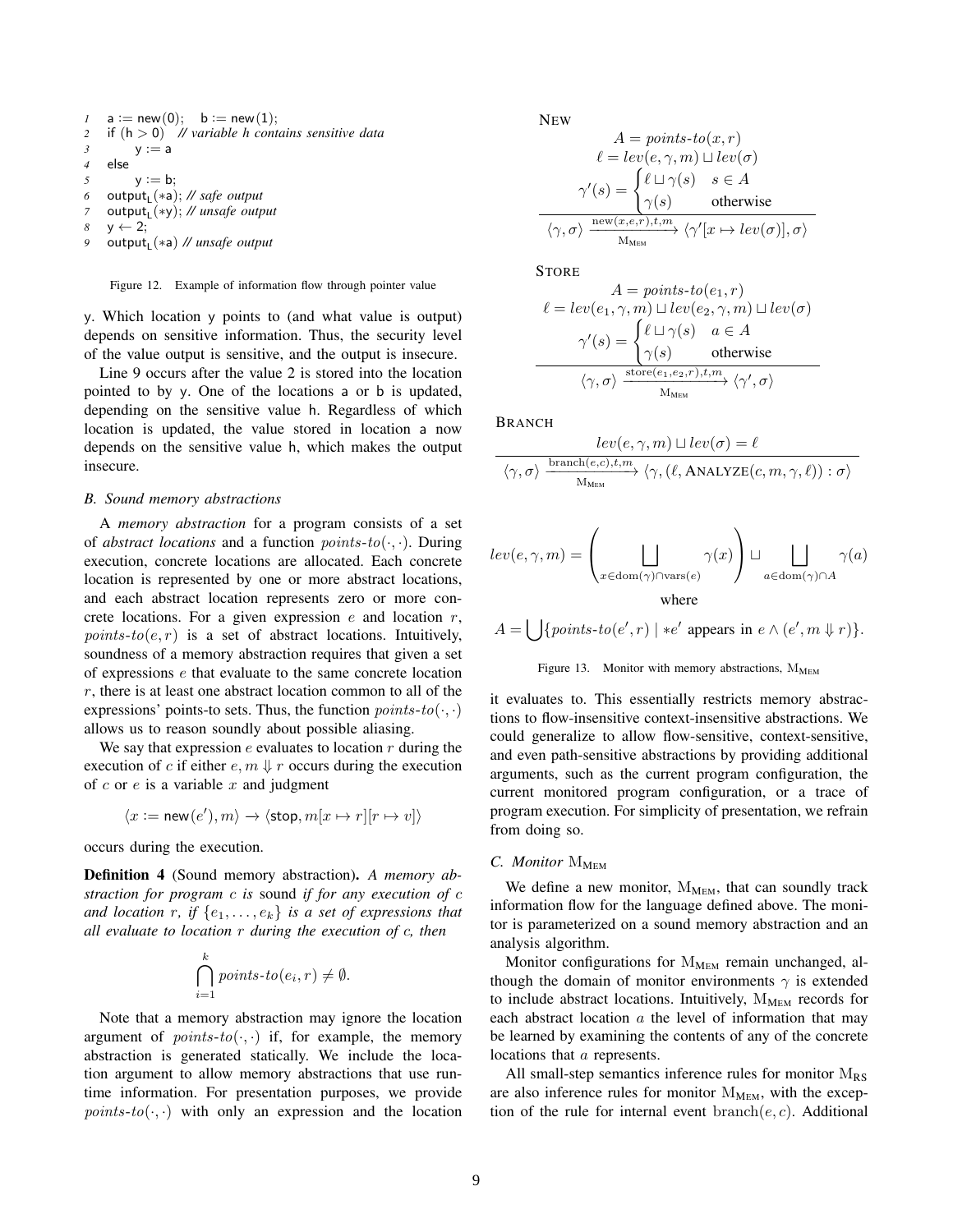```
1  a := new(0);   b := new(1);
2  if (h > 0)  // variable h contains sensitive data
3       y := a
4  else
5       y := b;
6  output_L(*a); // safe output
7  output_L(*y); // unsafe output
8  y ← 2;
9  output_L(*a) // unsafe output
```

Figure 12. Example of information flow through pointer value

y. Which location y points to (and what value is output) depends on sensitive information. Thus, the security level of the value output is sensitive, and the output is insecure.

Line 9 occurs after the value 2 is stored into the location pointed to by y. One of the locations a or b is updated, depending on the sensitive value h. Regardless of which location is updated, the value stored in location a now depends on the sensitive value h, which makes the output insecure.

### *B. Sound memory abstractions*

A *memory abstraction* for a program consists of a set of *abstract locations* and a function $points\text{-}to(\cdot,\cdot)$. During execution, concrete locations are allocated. Each concrete location is represented by one or more abstract locations, and each abstract location represents zero or more concrete locations. For a given expression $e$ and location $r$, $points\text{-}to(e,r)$ is a set of abstract locations. Intuitively, soundness of a memory abstraction requires that given a set of expressions $e$ that evaluate to the same concrete location $r$, there is at least one abstract location common to all of the expressions' points-to sets. Thus, the function $points\text{-}to(\cdot,\cdot)$ allows us to reason soundly about possible aliasing.

We say that expression $e$ evaluates to location $r$ during the execution of $c$ if either $e, m \Downarrow r$ occurs during the execution of $c$ or $e$ is a variable $x$ and judgment

$$\langle x := \mathsf{new}(e'), m\rangle \to \langle \mathsf{stop}, m[x \mapsto r][r \mapsto v]\rangle$$

occurs during the execution.

**Definition 4** (Sound memory abstraction)**.** *A memory abstraction for program $c$ is* sound *if for any execution of $c$ and location $r$, if $\{e_1, \ldots, e_k\}$ is a set of expressions that all evaluate to location $r$ during the execution of $c$, then*

$$\bigcap_{i=1}^{k} points\text{-}to(e_i, r) \neq \emptyset.$$

Note that a memory abstraction may ignore the location argument of $points\text{-}to(\cdot,\cdot)$ if, for example, the memory abstraction is generated statically. We include the location argument to allow memory abstractions that use runtime information. For presentation purposes, we provide $points\text{-}to(\cdot,\cdot)$ with only an expression and the location it evaluates to. This essentially restricts memory abstractions to flow-insensitive context-insensitive abstractions. We could generalize to allow flow-sensitive, context-sensitive, and even path-sensitive abstractions by providing additional arguments, such as the current program configuration, the current monitored program configuration, or a trace of program execution. For simplicity of presentation, we refrain from doing so.

NEW

$$\frac{\begin{array}{c} A = points\text{-}to(x, r) \\ \ell = lev(e, \gamma, m) \sqcup lev(\sigma) \\ \gamma'(s) = \begin{cases} \ell \sqcup \gamma(s) & s \in A \\ \gamma(s) & \text{otherwise} \end{cases} \end{array}}{\langle \gamma, \sigma\rangle \xrightarrow[\mathrm{M_{MEM}}]{\mathrm{new}(x,e,r),t,m} \langle \gamma'[x \mapsto lev(\sigma)], \sigma\rangle}$$

STORE

$$\frac{\begin{array}{c} A = points\text{-}to(e_1, r) \\ \ell = lev(e_1, \gamma, m) \sqcup lev(e_2, \gamma, m) \sqcup lev(\sigma) \\ \gamma'(s) = \begin{cases} \ell \sqcup \gamma(s) & a \in A \\ \gamma(s) & \text{otherwise} \end{cases} \end{array}}{\langle \gamma, \sigma\rangle \xrightarrow[\mathrm{M_{MEM}}]{\mathrm{store}(e_1,e_2,r),t,m} \langle \gamma', \sigma\rangle}$$

BRANCH

$$\frac{lev(e, \gamma, m) \sqcup lev(\sigma) = \ell}{\langle \gamma, \sigma\rangle \xrightarrow[\mathrm{M_{MEM}}]{\mathrm{branch}(e,c),t,m} \langle \gamma, (\ell, \textsc{Analyze}(c, m, \gamma, \ell)) : \sigma\rangle}$$

$$lev(e, \gamma, m) = \left(\bigsqcup_{x \in \mathrm{dom}(\gamma) \cap \mathrm{vars}(e)} \gamma(x)\right) \sqcup \bigsqcup_{a \in \mathrm{dom}(\gamma) \cap A} \gamma(a)$$

where

$$A = \bigcup \{points\text{-}to(e', r) \mid *e' \text{ appears in } e \wedge (e', m \Downarrow r)\}.$$

Figure 13. Monitor with memory abstractions, $\mathrm{M_{MEM}}$

### *C. Monitor* $\mathrm{M_{MEM}}$

We define a new monitor, $\mathrm{M_{MEM}}$, that can soundly track information flow for the language defined above. The monitor is parameterized on a sound memory abstraction and an analysis algorithm.

Monitor configurations for $\mathrm{M_{MEM}}$ remain unchanged, although the domain of monitor environments $\gamma$ is extended to include abstract locations. Intuitively, $\mathrm{M_{MEM}}$ records for each abstract location $a$ the level of information that may be learned by examining the contents of any of the concrete locations that $a$ represents.

All small-step semantics inference rules for monitor $\mathrm{M_{RS}}$ are also inference rules for monitor $\mathrm{M_{MEM}}$, with the exception of the rule for internal event $\mathrm{branch}(e, c)$. Additional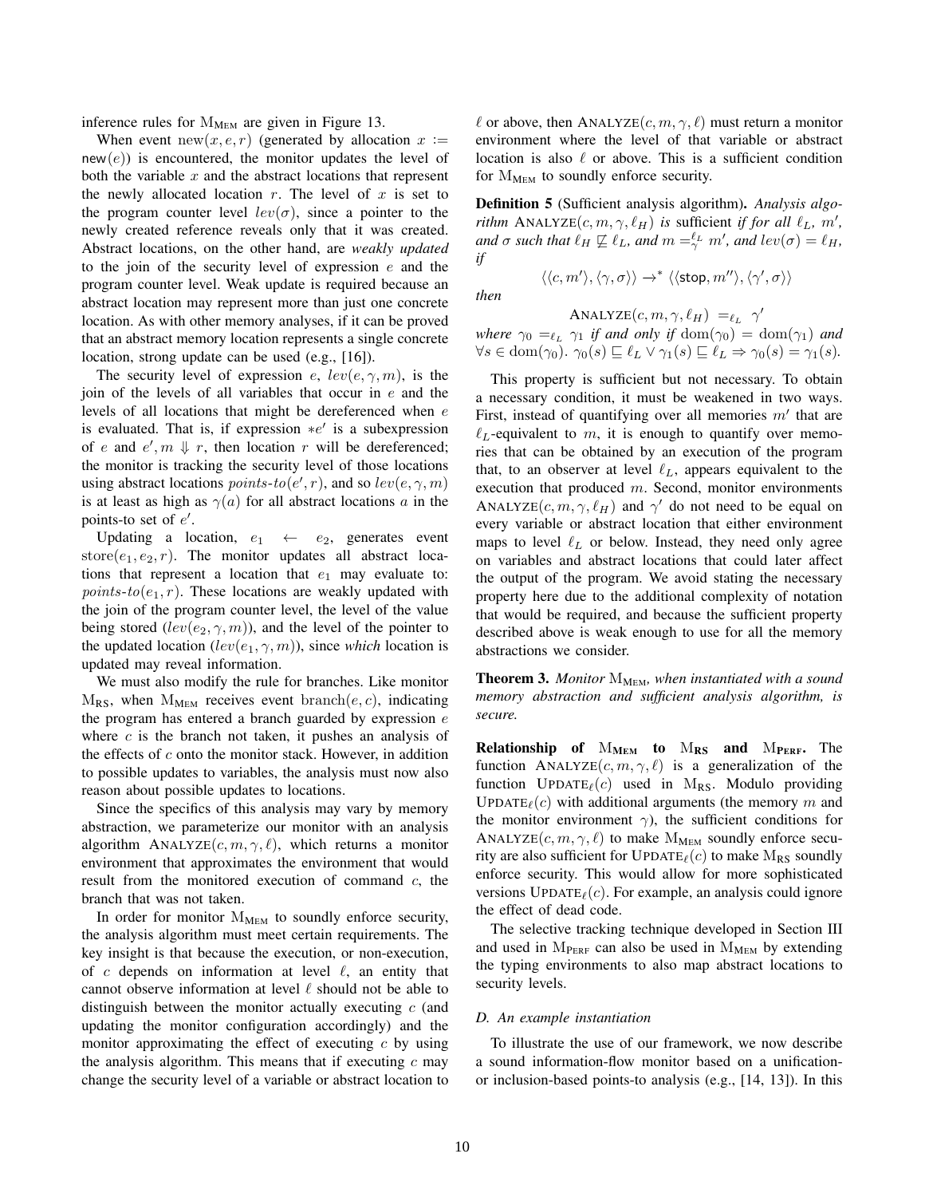inference rules for $\mathrm{M}_{\mathrm{MEM}}$ are given in Figure 13.

When event $\mathrm{new}(x, e, r)$ (generated by allocation $x := \mathsf{new}(e)$) is encountered, the monitor updates the level of both the variable $x$ and the abstract locations that represent the newly allocated location $r$. The level of $x$ is set to the program counter level $lev(\sigma)$, since a pointer to the newly created reference reveals only that it was created. Abstract locations, on the other hand, are *weakly updated* to the join of the security level of expression $e$ and the program counter level. Weak update is required because an abstract location may represent more than just one concrete location. As with other memory analyses, if it can be proved that an abstract memory location represents a single concrete location, strong update can be used (e.g., [16]).

The security level of expression $e$, $lev(e, \gamma, m)$, is the join of the levels of all variables that occur in $e$ and the levels of all locations that might be dereferenced when $e$ is evaluated. That is, if expression $*e'$ is a subexpression of $e$ and $e', m \Downarrow r$, then location $r$ will be dereferenced; the monitor is tracking the security level of those locations using abstract locations $points\text{-}to(e', r)$, and so $lev(e, \gamma, m)$ is at least as high as $\gamma(a)$ for all abstract locations $a$ in the points-to set of $e'$.

Updating a location, $e_1 \leftarrow e_2$, generates event $\mathrm{store}(e_1, e_2, r)$. The monitor updates all abstract locations that represent a location that $e_1$ may evaluate to: $points\text{-}to(e_1, r)$. These locations are weakly updated with the join of the program counter level, the level of the value being stored ($lev(e_2, \gamma, m)$), and the level of the pointer to the updated location ($lev(e_1, \gamma, m)$), since *which* location is updated may reveal information.

We must also modify the rule for branches. Like monitor $\mathrm{M}_{\mathrm{RS}}$, when $\mathrm{M}_{\mathrm{MEM}}$ receives event $\mathrm{branch}(e, c)$, indicating the program has entered a branch guarded by expression $e$ where $c$ is the branch not taken, it pushes an analysis of the effects of $c$ onto the monitor stack. However, in addition to possible updates to variables, the analysis must now also reason about possible updates to locations.

Since the specifics of this analysis may vary by memory abstraction, we parameterize our monitor with an analysis algorithm $\textsc{Analyze}(c, m, \gamma, \ell)$, which returns a monitor environment that approximates the environment that would result from the monitored execution of command $c$, the branch that was not taken.

In order for monitor $\mathrm{M}_{\mathrm{MEM}}$ to soundly enforce security, the analysis algorithm must meet certain requirements. The key insight is that because the execution, or non-execution, of $c$ depends on information at level $\ell$, an entity that cannot observe information at level $\ell$ should not be able to distinguish between the monitor actually executing $c$ (and updating the monitor configuration accordingly) and the monitor approximating the effect of executing $c$ by using the analysis algorithm. This means that if executing $c$ may change the security level of a variable or abstract location to $\ell$ or above, then $\textsc{Analyze}(c, m, \gamma, \ell)$ must return a monitor environment where the level of that variable or abstract location is also $\ell$ or above. This is a sufficient condition for $\mathrm{M}_{\mathrm{MEM}}$ to soundly enforce security.

**Definition 5** (Sufficient analysis algorithm)**.** *Analysis algorithm $\textsc{Analyze}(c, m, \gamma, \ell_H)$ is* sufficient *if for all $\ell_L$, $m'$, and $\sigma$ such that $\ell_H \not\sqsubseteq \ell_L$, and $m =_{\gamma}^{\ell_L} m'$, and $lev(\sigma) = \ell_H$, if*

$$\langle\langle c, m'\rangle, \langle\gamma, \sigma\rangle\rangle \rightarrow^* \langle\langle \mathsf{stop}, m''\rangle, \langle\gamma', \sigma\rangle\rangle$$

*then*

$$\textsc{Analyze}(c, m, \gamma, \ell_H) \; =_{\ell_L} \; \gamma'$$

*where $\gamma_0 =_{\ell_L} \gamma_1$ if and only if $\mathrm{dom}(\gamma_0) = \mathrm{dom}(\gamma_1)$ and $\forall s \in \mathrm{dom}(\gamma_0).\ \gamma_0(s) \sqsubseteq \ell_L \vee \gamma_1(s) \sqsubseteq \ell_L \Rightarrow \gamma_0(s) = \gamma_1(s)$.*

This property is sufficient but not necessary. To obtain a necessary condition, it must be weakened in two ways. First, instead of quantifying over all memories $m'$ that are $\ell_L$-equivalent to $m$, it is enough to quantify over memories that can be obtained by an execution of the program that, to an observer at level $\ell_L$, appears equivalent to the execution that produced $m$. Second, monitor environments $\textsc{Analyze}(c, m, \gamma, \ell_H)$ and $\gamma'$ do not need to be equal on every variable or abstract location that either environment maps to level $\ell_L$ or below. Instead, they need only agree on variables and abstract locations that could later affect the output of the program. We avoid stating the necessary property here due to the additional complexity of notation that would be required, and because the sufficient property described above is weak enough to use for all the memory abstractions we consider.

**Theorem 3.** *Monitor $\mathrm{M}_{\mathrm{MEM}}$, when instantiated with a sound memory abstraction and sufficient analysis algorithm, is secure.*

**Relationship of $\mathrm{M}_{\mathrm{MEM}}$ to $\mathrm{M}_{\mathrm{RS}}$ and $\mathrm{M}_{\mathrm{PERF}}$.** The function $\textsc{Analyze}(c, m, \gamma, \ell)$ is a generalization of the function $\textsc{Update}_\ell(c)$ used in $\mathrm{M}_{\mathrm{RS}}$. Modulo providing $\textsc{Update}_\ell(c)$ with additional arguments (the memory $m$ and the monitor environment $\gamma$), the sufficient conditions for $\textsc{Analyze}(c, m, \gamma, \ell)$ to make $\mathrm{M}_{\mathrm{MEM}}$ soundly enforce security are also sufficient for $\textsc{Update}_\ell(c)$ to make $\mathrm{M}_{\mathrm{RS}}$ soundly enforce security. This would allow for more sophisticated versions $\textsc{Update}_\ell(c)$. For example, an analysis could ignore the effect of dead code.

The selective tracking technique developed in Section III and used in $\mathrm{M}_{\mathrm{PERF}}$ can also be used in $\mathrm{M}_{\mathrm{MEM}}$ by extending the typing environments to also map abstract locations to security levels.

### *D. An example instantiation*

To illustrate the use of our framework, we now describe a sound information-flow monitor based on a unification- or inclusion-based points-to analysis (e.g., [14, 13]). In this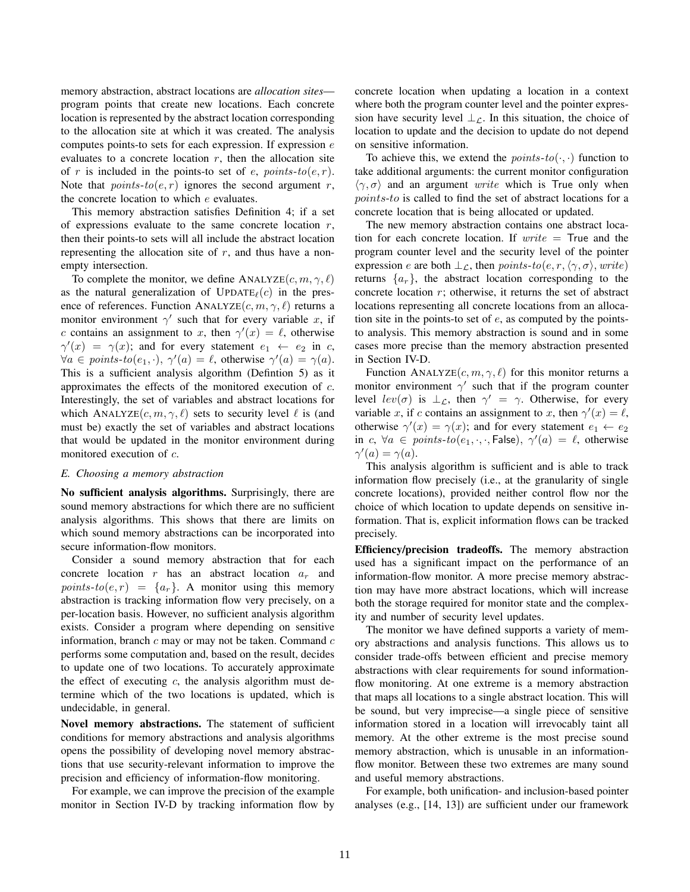memory abstraction, abstract locations are *allocation sites*—program points that create new locations. Each concrete location is represented by the abstract location corresponding to the allocation site at which it was created. The analysis computes points-to sets for each expression. If expression $e$ evaluates to a concrete location $r$, then the allocation site of $r$ is included in the points-to set of $e$, $\mathit{points\text{-}to}(e, r)$. Note that $\mathit{points\text{-}to}(e, r)$ ignores the second argument $r$, the concrete location to which $e$ evaluates.

This memory abstraction satisfies Definition 4; if a set of expressions evaluate to the same concrete location $r$, then their points-to sets will all include the abstract location representing the allocation site of $r$, and thus have a nonempty intersection.

To complete the monitor, we define $\text{ANALYZE}(c, m, \gamma, \ell)$ as the natural generalization of $\text{UPDATE}_\ell(c)$ in the presence of references. Function $\text{ANALYZE}(c, m, \gamma, \ell)$ returns a monitor environment $\gamma'$ such that for every variable $x$, if $c$ contains an assignment to $x$, then $\gamma'(x) = \ell$, otherwise $\gamma'(x) = \gamma(x)$; and for every statement $e_1 \leftarrow e_2$ in $c$, $\forall a \in \mathit{points\text{-}to}(e_1, \cdot)$, $\gamma'(a) = \ell$, otherwise $\gamma'(a) = \gamma(a)$. This is a sufficient analysis algorithm (Defintion 5) as it approximates the effects of the monitored execution of $c$. Interestingly, the set of variables and abstract locations for which $\text{ANALYZE}(c, m, \gamma, \ell)$ sets to security level $\ell$ is (and must be) exactly the set of variables and abstract locations that would be updated in the monitor environment during monitored execution of $c$.

### *E. Choosing a memory abstraction*

**No sufficient analysis algorithms.** Surprisingly, there are sound memory abstractions for which there are no sufficient analysis algorithms. This shows that there are limits on which sound memory abstractions can be incorporated into secure information-flow monitors.

Consider a sound memory abstraction that for each concrete location $r$ has an abstract location $a_r$ and $\mathit{points\text{-}to}(e, r) = \{a_r\}$. A monitor using this memory abstraction is tracking information flow very precisely, on a per-location basis. However, no sufficient analysis algorithm exists. Consider a program where depending on sensitive information, branch $c$ may or may not be taken. Command $c$ performs some computation and, based on the result, decides to update one of two locations. To accurately approximate the effect of executing $c$, the analysis algorithm must determine which of the two locations is updated, which is undecidable, in general.

**Novel memory abstractions.** The statement of sufficient conditions for memory abstractions and analysis algorithms opens the possibility of developing novel memory abstractions that use security-relevant information to improve the precision and efficiency of information-flow monitoring.

For example, we can improve the precision of the example monitor in Section IV-D by tracking information flow by concrete location when updating a location in a context where both the program counter level and the pointer expression have security level $\bot_{\mathcal{L}}$. In this situation, the choice of location to update and the decision to update do not depend on sensitive information.

To achieve this, we extend the $\mathit{points\text{-}to}(\cdot, \cdot)$ function to take additional arguments: the current monitor configuration $\langle \gamma, \sigma \rangle$ and an argument $\mathit{write}$ which is True only when $\mathit{points\text{-}to}$ is called to find the set of abstract locations for a concrete location that is being allocated or updated.

The new memory abstraction contains one abstract location for each concrete location. If $\mathit{write} = \text{True}$ and the program counter level and the security level of the pointer expression $e$ are both $\bot_{\mathcal{L}}$, then $\mathit{points\text{-}to}(e, r, \langle \gamma, \sigma \rangle, \mathit{write})$ returns $\{a_r\}$, the abstract location corresponding to the concrete location $r$; otherwise, it returns the set of abstract locations representing all concrete locations from an allocation site in the points-to set of $e$, as computed by the points-to analysis. This memory abstraction is sound and in some cases more precise than the memory abstraction presented in Section IV-D.

Function $\text{ANALYZE}(c, m, \gamma, \ell)$ for this monitor returns a monitor environment $\gamma'$ such that if the program counter level $\mathit{lev}(\sigma)$ is $\bot_{\mathcal{L}}$, then $\gamma' = \gamma$. Otherwise, for every variable $x$, if $c$ contains an assignment to $x$, then $\gamma'(x) = \ell$, otherwise $\gamma'(x) = \gamma(x)$; and for every statement $e_1 \leftarrow e_2$ in $c$, $\forall a \in \mathit{points\text{-}to}(e_1, \cdot, \cdot, \text{False})$, $\gamma'(a) = \ell$, otherwise $\gamma'(a) = \gamma(a)$.

This analysis algorithm is sufficient and is able to track information flow precisely (i.e., at the granularity of single concrete locations), provided neither control flow nor the choice of which location to update depends on sensitive information. That is, explicit information flows can be tracked precisely.

**Efficiency/precision tradeoffs.** The memory abstraction used has a significant impact on the performance of an information-flow monitor. A more precise memory abstraction may have more abstract locations, which will increase both the storage required for monitor state and the complexity and number of security level updates.

The monitor we have defined supports a variety of memory abstractions and analysis functions. This allows us to consider trade-offs between efficient and precise memory abstractions with clear requirements for sound information-flow monitoring. At one extreme is a memory abstraction that maps all locations to a single abstract location. This will be sound, but very imprecise—a single piece of sensitive information stored in a location will irrevocably taint all memory. At the other extreme is the most precise sound memory abstraction, which is unusable in an information-flow monitor. Between these two extremes are many sound and useful memory abstractions.

For example, both unification- and inclusion-based pointer analyses (e.g., [14, 13]) are sufficient under our framework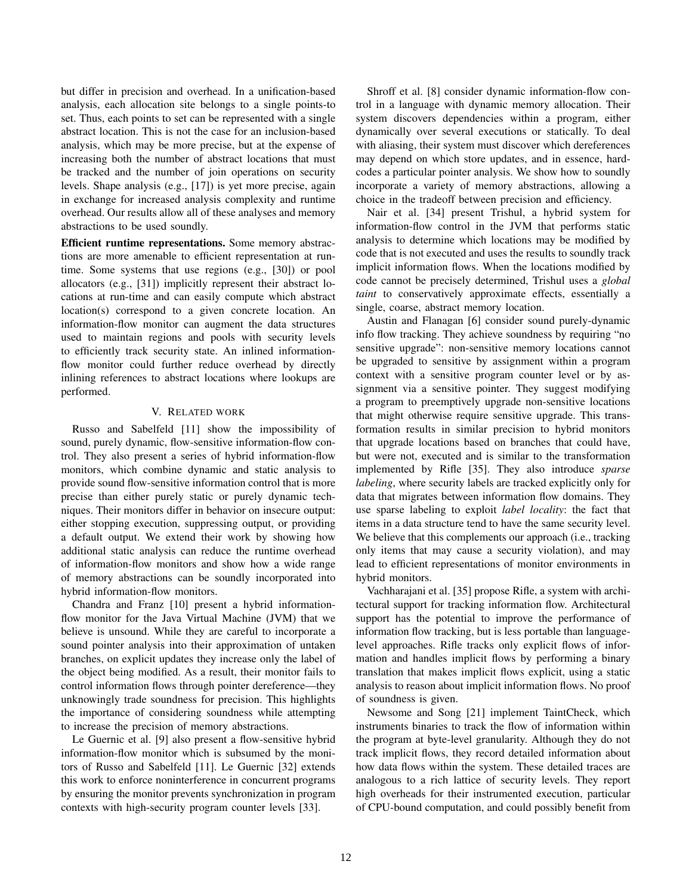but differ in precision and overhead. In a unification-based analysis, each allocation site belongs to a single points-to set. Thus, each points to set can be represented with a single abstract location. This is not the case for an inclusion-based analysis, which may be more precise, but at the expense of increasing both the number of abstract locations that must be tracked and the number of join operations on security levels. Shape analysis (e.g., [17]) is yet more precise, again in exchange for increased analysis complexity and runtime overhead. Our results allow all of these analyses and memory abstractions to be used soundly.

**Efficient runtime representations.** Some memory abstractions are more amenable to efficient representation at runtime. Some systems that use regions (e.g., [30]) or pool allocators (e.g., [31]) implicitly represent their abstract locations at run-time and can easily compute which abstract location(s) correspond to a given concrete location. An information-flow monitor can augment the data structures used to maintain regions and pools with security levels to efficiently track security state. An inlined information-flow monitor could further reduce overhead by directly inlining references to abstract locations where lookups are performed.

## V. Related work

Russo and Sabelfeld [11] show the impossibility of sound, purely dynamic, flow-sensitive information-flow control. They also present a series of hybrid information-flow monitors, which combine dynamic and static analysis to provide sound flow-sensitive information control that is more precise than either purely static or purely dynamic techniques. Their monitors differ in behavior on insecure output: either stopping execution, suppressing output, or providing a default output. We extend their work by showing how additional static analysis can reduce the runtime overhead of information-flow monitors and show how a wide range of memory abstractions can be soundly incorporated into hybrid information-flow monitors.

Chandra and Franz [10] present a hybrid information-flow monitor for the Java Virtual Machine (JVM) that we believe is unsound. While they are careful to incorporate a sound pointer analysis into their approximation of untaken branches, on explicit updates they increase only the label of the object being modified. As a result, their monitor fails to control information flows through pointer dereference—they unknowingly trade soundness for precision. This highlights the importance of considering soundness while attempting to increase the precision of memory abstractions.

Le Guernic et al. [9] also present a flow-sensitive hybrid information-flow monitor which is subsumed by the monitors of Russo and Sabelfeld [11]. Le Guernic [32] extends this work to enforce noninterference in concurrent programs by ensuring the monitor prevents synchronization in program contexts with high-security program counter levels [33].

Shroff et al. [8] consider dynamic information-flow control in a language with dynamic memory allocation. Their system discovers dependencies within a program, either dynamically over several executions or statically. To deal with aliasing, their system must discover which dereferences may depend on which store updates, and in essence, hard-codes a particular pointer analysis. We show how to soundly incorporate a variety of memory abstractions, allowing a choice in the tradeoff between precision and efficiency.

Nair et al. [34] present Trishul, a hybrid system for information-flow control in the JVM that performs static analysis to determine which locations may be modified by code that is not executed and uses the results to soundly track implicit information flows. When the locations modified by code cannot be precisely determined, Trishul uses a *global taint* to conservatively approximate effects, essentially a single, coarse, abstract memory location.

Austin and Flanagan [6] consider sound purely-dynamic info flow tracking. They achieve soundness by requiring "no sensitive upgrade": non-sensitive memory locations cannot be upgraded to sensitive by assignment within a program context with a sensitive program counter level or by assignment via a sensitive pointer. They suggest modifying a program to preemptively upgrade non-sensitive locations that might otherwise require sensitive upgrade. This transformation results in similar precision to hybrid monitors that upgrade locations based on branches that could have, but were not, executed and is similar to the transformation implemented by Rifle [35]. They also introduce *sparse labeling*, where security labels are tracked explicitly only for data that migrates between information flow domains. They use sparse labeling to exploit *label locality*: the fact that items in a data structure tend to have the same security level. We believe that this complements our approach (i.e., tracking only items that may cause a security violation), and may lead to efficient representations of monitor environments in hybrid monitors.

Vachharajani et al. [35] propose Rifle, a system with architectural support for tracking information flow. Architectural support has the potential to improve the performance of information flow tracking, but is less portable than language-level approaches. Rifle tracks only explicit flows of information and handles implicit flows by performing a binary translation that makes implicit flows explicit, using a static analysis to reason about implicit information flows. No proof of soundness is given.

Newsome and Song [21] implement TaintCheck, which instruments binaries to track the flow of information within the program at byte-level granularity. Although they do not track implicit flows, they record detailed information about how data flows within the system. These detailed traces are analogous to a rich lattice of security levels. They report high overheads for their instrumented execution, particular of CPU-bound computation, and could possibly benefit from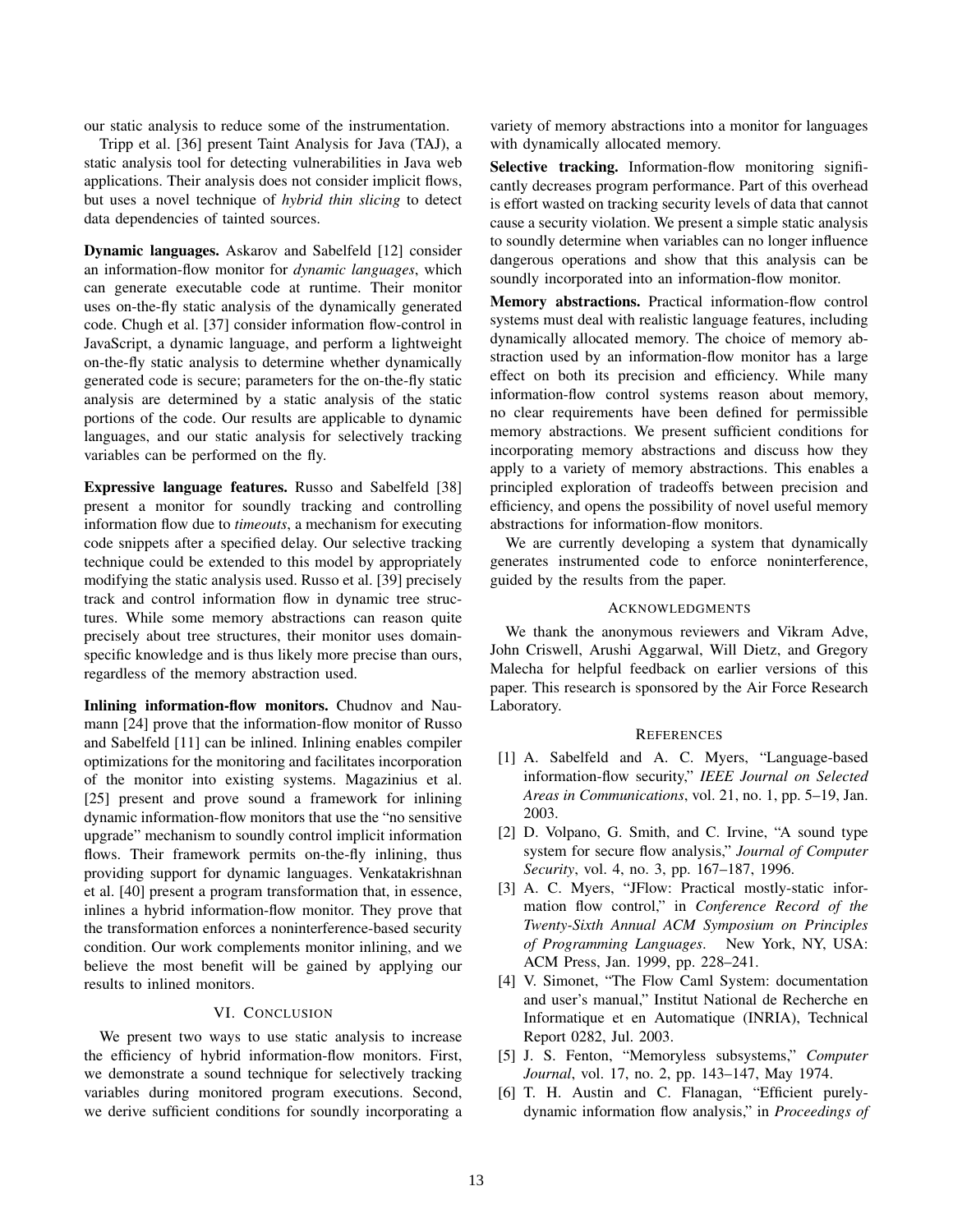our static analysis to reduce some of the instrumentation.

Tripp et al. [36] present Taint Analysis for Java (TAJ), a static analysis tool for detecting vulnerabilities in Java web applications. Their analysis does not consider implicit flows, but uses a novel technique of *hybrid thin slicing* to detect data dependencies of tainted sources.

**Dynamic languages.** Askarov and Sabelfeld [12] consider an information-flow monitor for *dynamic languages*, which can generate executable code at runtime. Their monitor uses on-the-fly static analysis of the dynamically generated code. Chugh et al. [37] consider information flow-control in JavaScript, a dynamic language, and perform a lightweight on-the-fly static analysis to determine whether dynamically generated code is secure; parameters for the on-the-fly static analysis are determined by a static analysis of the static portions of the code. Our results are applicable to dynamic languages, and our static analysis for selectively tracking variables can be performed on the fly.

**Expressive language features.** Russo and Sabelfeld [38] present a monitor for soundly tracking and controlling information flow due to *timeouts*, a mechanism for executing code snippets after a specified delay. Our selective tracking technique could be extended to this model by appropriately modifying the static analysis used. Russo et al. [39] precisely track and control information flow in dynamic tree structures. While some memory abstractions can reason quite precisely about tree structures, their monitor uses domain-specific knowledge and is thus likely more precise than ours, regardless of the memory abstraction used.

**Inlining information-flow monitors.** Chudnov and Naumann [24] prove that the information-flow monitor of Russo and Sabelfeld [11] can be inlined. Inlining enables compiler optimizations for the monitoring and facilitates incorporation of the monitor into existing systems. Magazinius et al. [25] present and prove sound a framework for inlining dynamic information-flow monitors that use the "no sensitive upgrade" mechanism to soundly control implicit information flows. Their framework permits on-the-fly inlining, thus providing support for dynamic languages. Venkatakrishnan et al. [40] present a program transformation that, in essence, inlines a hybrid information-flow monitor. They prove that the transformation enforces a noninterference-based security condition. Our work complements monitor inlining, and we believe the most benefit will be gained by applying our results to inlined monitors.

## VI. Conclusion

We present two ways to use static analysis to increase the efficiency of hybrid information-flow monitors. First, we demonstrate a sound technique for selectively tracking variables during monitored program executions. Second, we derive sufficient conditions for soundly incorporating a variety of memory abstractions into a monitor for languages with dynamically allocated memory.

**Selective tracking.** Information-flow monitoring significantly decreases program performance. Part of this overhead is effort wasted on tracking security levels of data that cannot cause a security violation. We present a simple static analysis to soundly determine when variables can no longer influence dangerous operations and show that this analysis can be soundly incorporated into an information-flow monitor.

**Memory abstractions.** Practical information-flow control systems must deal with realistic language features, including dynamically allocated memory. The choice of memory abstraction used by an information-flow monitor has a large effect on both its precision and efficiency. While many information-flow control systems reason about memory, no clear requirements have been defined for permissible memory abstractions. We present sufficient conditions for incorporating memory abstractions and discuss how they apply to a variety of memory abstractions. This enables a principled exploration of tradeoffs between precision and efficiency, and opens the possibility of novel useful memory abstractions for information-flow monitors.

We are currently developing a system that dynamically generates instrumented code to enforce noninterference, guided by the results from the paper.

## Acknowledgments

We thank the anonymous reviewers and Vikram Adve, John Criswell, Arushi Aggarwal, Will Dietz, and Gregory Malecha for helpful feedback on earlier versions of this paper. This research is sponsored by the Air Force Research Laboratory.

## References

[1] A. Sabelfeld and A. C. Myers, "Language-based information-flow security," *IEEE Journal on Selected Areas in Communications*, vol. 21, no. 1, pp. 5–19, Jan. 2003.

[2] D. Volpano, G. Smith, and C. Irvine, "A sound type system for secure flow analysis," *Journal of Computer Security*, vol. 4, no. 3, pp. 167–187, 1996.

[3] A. C. Myers, "JFlow: Practical mostly-static information flow control," in *Conference Record of the Twenty-Sixth Annual ACM Symposium on Principles of Programming Languages*. New York, NY, USA: ACM Press, Jan. 1999, pp. 228–241.

[4] V. Simonet, "The Flow Caml System: documentation and user's manual," Institut National de Recherche en Informatique et en Automatique (INRIA), Technical Report 0282, Jul. 2003.

[5] J. S. Fenton, "Memoryless subsystems," *Computer Journal*, vol. 17, no. 2, pp. 143–147, May 1974.

[6] T. H. Austin and C. Flanagan, "Efficient purely-dynamic information flow analysis," in *Proceedings of*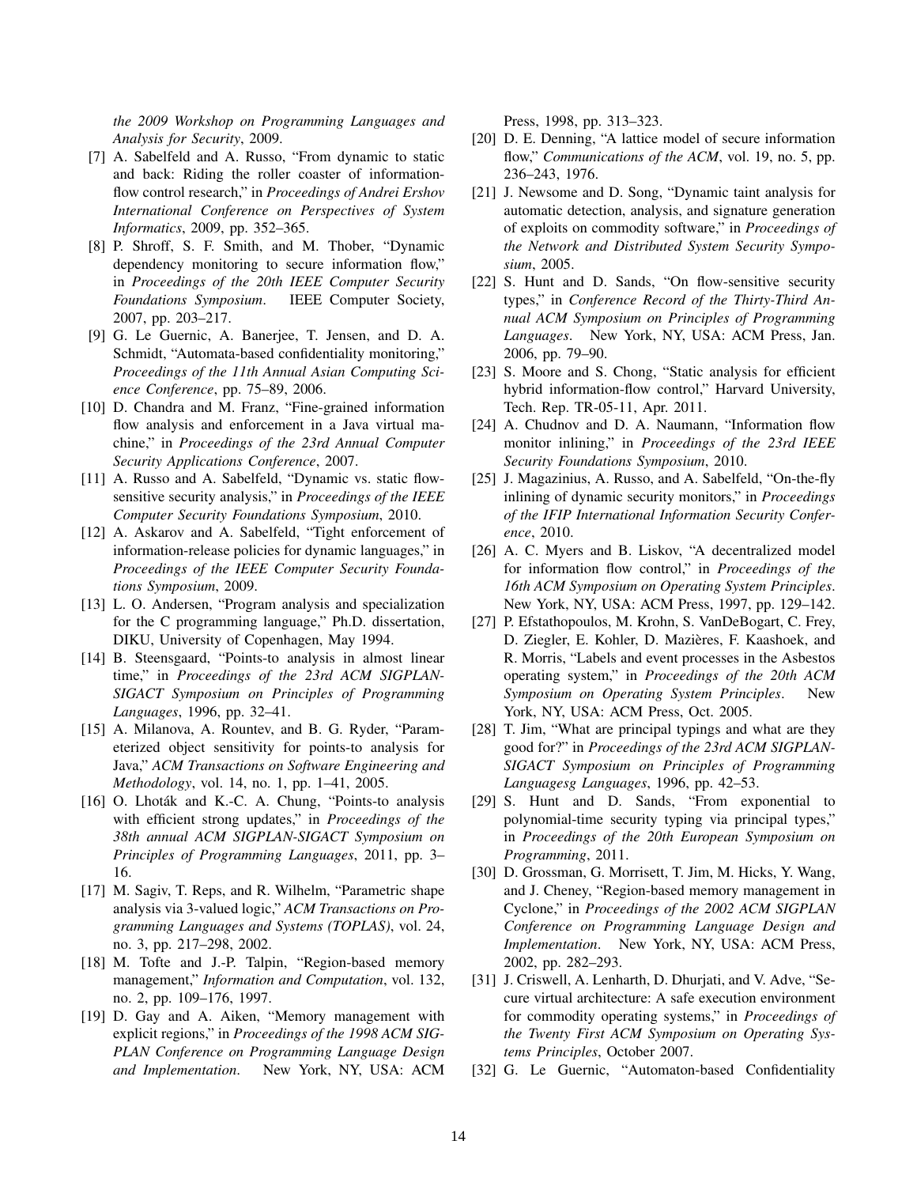*the 2009 Workshop on Programming Languages and Analysis for Security*, 2009.

[7] A. Sabelfeld and A. Russo, "From dynamic to static and back: Riding the roller coaster of information-flow control research," in *Proceedings of Andrei Ershov International Conference on Perspectives of System Informatics*, 2009, pp. 352–365.

[8] P. Shroff, S. F. Smith, and M. Thober, "Dynamic dependency monitoring to secure information flow," in *Proceedings of the 20th IEEE Computer Security Foundations Symposium*. IEEE Computer Society, 2007, pp. 203–217.

[9] G. Le Guernic, A. Banerjee, T. Jensen, and D. A. Schmidt, "Automata-based confidentiality monitoring," *Proceedings of the 11th Annual Asian Computing Science Conference*, pp. 75–89, 2006.

[10] D. Chandra and M. Franz, "Fine-grained information flow analysis and enforcement in a Java virtual machine," in *Proceedings of the 23rd Annual Computer Security Applications Conference*, 2007.

[11] A. Russo and A. Sabelfeld, "Dynamic vs. static flow-sensitive security analysis," in *Proceedings of the IEEE Computer Security Foundations Symposium*, 2010.

[12] A. Askarov and A. Sabelfeld, "Tight enforcement of information-release policies for dynamic languages," in *Proceedings of the IEEE Computer Security Foundations Symposium*, 2009.

[13] L. O. Andersen, "Program analysis and specialization for the C programming language," Ph.D. dissertation, DIKU, University of Copenhagen, May 1994.

[14] B. Steensgaard, "Points-to analysis in almost linear time," in *Proceedings of the 23rd ACM SIGPLAN-SIGACT Symposium on Principles of Programming Languages*, 1996, pp. 32–41.

[15] A. Milanova, A. Rountev, and B. G. Ryder, "Parameterized object sensitivity for points-to analysis for Java," *ACM Transactions on Software Engineering and Methodology*, vol. 14, no. 1, pp. 1–41, 2005.

[16] O. Lhoták and K.-C. A. Chung, "Points-to analysis with efficient strong updates," in *Proceedings of the 38th annual ACM SIGPLAN-SIGACT Symposium on Principles of Programming Languages*, 2011, pp. 3–16.

[17] M. Sagiv, T. Reps, and R. Wilhelm, "Parametric shape analysis via 3-valued logic," *ACM Transactions on Programming Languages and Systems (TOPLAS)*, vol. 24, no. 3, pp. 217–298, 2002.

[18] M. Tofte and J.-P. Talpin, "Region-based memory management," *Information and Computation*, vol. 132, no. 2, pp. 109–176, 1997.

[19] D. Gay and A. Aiken, "Memory management with explicit regions," in *Proceedings of the 1998 ACM SIGPLAN Conference on Programming Language Design and Implementation*. New York, NY, USA: ACM Press, 1998, pp. 313–323.

[20] D. E. Denning, "A lattice model of secure information flow," *Communications of the ACM*, vol. 19, no. 5, pp. 236–243, 1976.

[21] J. Newsome and D. Song, "Dynamic taint analysis for automatic detection, analysis, and signature generation of exploits on commodity software," in *Proceedings of the Network and Distributed System Security Symposium*, 2005.

[22] S. Hunt and D. Sands, "On flow-sensitive security types," in *Conference Record of the Thirty-Third Annual ACM Symposium on Principles of Programming Languages*. New York, NY, USA: ACM Press, Jan. 2006, pp. 79–90.

[23] S. Moore and S. Chong, "Static analysis for efficient hybrid information-flow control," Harvard University, Tech. Rep. TR-05-11, Apr. 2011.

[24] A. Chudnov and D. A. Naumann, "Information flow monitor inlining," in *Proceedings of the 23rd IEEE Security Foundations Symposium*, 2010.

[25] J. Magazinius, A. Russo, and A. Sabelfeld, "On-the-fly inlining of dynamic security monitors," in *Proceedings of the IFIP International Information Security Conference*, 2010.

[26] A. C. Myers and B. Liskov, "A decentralized model for information flow control," in *Proceedings of the 16th ACM Symposium on Operating System Principles*. New York, NY, USA: ACM Press, 1997, pp. 129–142.

[27] P. Efstathopoulos, M. Krohn, S. VanDeBogart, C. Frey, D. Ziegler, E. Kohler, D. Mazières, F. Kaashoek, and R. Morris, "Labels and event processes in the Asbestos operating system," in *Proceedings of the 20th ACM Symposium on Operating System Principles*. New York, NY, USA: ACM Press, Oct. 2005.

[28] T. Jim, "What are principal typings and what are they good for?" in *Proceedings of the 23rd ACM SIGPLAN-SIGACT Symposium on Principles of Programming Languagesg Languages*, 1996, pp. 42–53.

[29] S. Hunt and D. Sands, "From exponential to polynomial-time security typing via principal types," in *Proceedings of the 20th European Symposium on Programming*, 2011.

[30] D. Grossman, G. Morrisett, T. Jim, M. Hicks, Y. Wang, and J. Cheney, "Region-based memory management in Cyclone," in *Proceedings of the 2002 ACM SIGPLAN Conference on Programming Language Design and Implementation*. New York, NY, USA: ACM Press, 2002, pp. 282–293.

[31] J. Criswell, A. Lenharth, D. Dhurjati, and V. Adve, "Secure virtual architecture: A safe execution environment for commodity operating systems," in *Proceedings of the Twenty First ACM Symposium on Operating Systems Principles*, October 2007.

[32] G. Le Guernic, "Automaton-based Confidentiality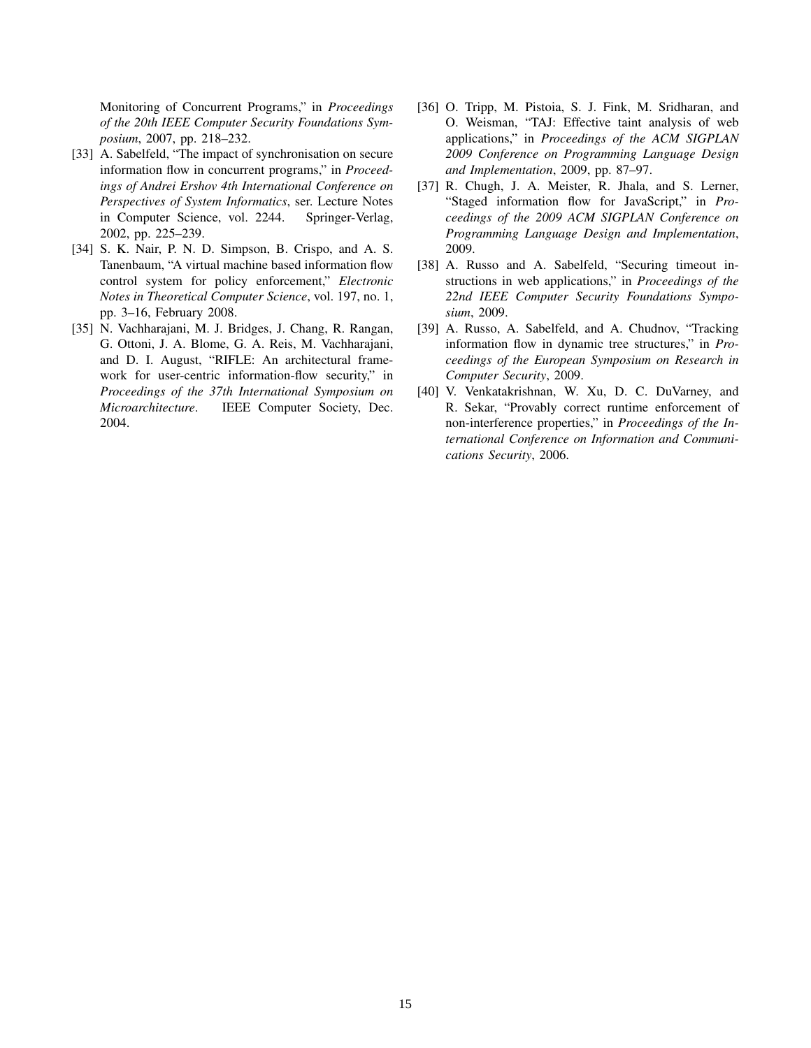Monitoring of Concurrent Programs," in *Proceedings of the 20th IEEE Computer Security Foundations Symposium*, 2007, pp. 218–232.

[33] A. Sabelfeld, "The impact of synchronisation on secure information flow in concurrent programs," in *Proceedings of Andrei Ershov 4th International Conference on Perspectives of System Informatics*, ser. Lecture Notes in Computer Science, vol. 2244. Springer-Verlag, 2002, pp. 225–239.

[34] S. K. Nair, P. N. D. Simpson, B. Crispo, and A. S. Tanenbaum, "A virtual machine based information flow control system for policy enforcement," *Electronic Notes in Theoretical Computer Science*, vol. 197, no. 1, pp. 3–16, February 2008.

[35] N. Vachharajani, M. J. Bridges, J. Chang, R. Rangan, G. Ottoni, J. A. Blome, G. A. Reis, M. Vachharajani, and D. I. August, "RIFLE: An architectural framework for user-centric information-flow security," in *Proceedings of the 37th International Symposium on Microarchitecture*. IEEE Computer Society, Dec. 2004.

[36] O. Tripp, M. Pistoia, S. J. Fink, M. Sridharan, and O. Weisman, "TAJ: Effective taint analysis of web applications," in *Proceedings of the ACM SIGPLAN 2009 Conference on Programming Language Design and Implementation*, 2009, pp. 87–97.

[37] R. Chugh, J. A. Meister, R. Jhala, and S. Lerner, "Staged information flow for JavaScript," in *Proceedings of the 2009 ACM SIGPLAN Conference on Programming Language Design and Implementation*, 2009.

[38] A. Russo and A. Sabelfeld, "Securing timeout instructions in web applications," in *Proceedings of the 22nd IEEE Computer Security Foundations Symposium*, 2009.

[39] A. Russo, A. Sabelfeld, and A. Chudnov, "Tracking information flow in dynamic tree structures," in *Proceedings of the European Symposium on Research in Computer Security*, 2009.

[40] V. Venkatakrishnan, W. Xu, D. C. DuVarney, and R. Sekar, "Provably correct runtime enforcement of non-interference properties," in *Proceedings of the International Conference on Information and Communications Security*, 2006.